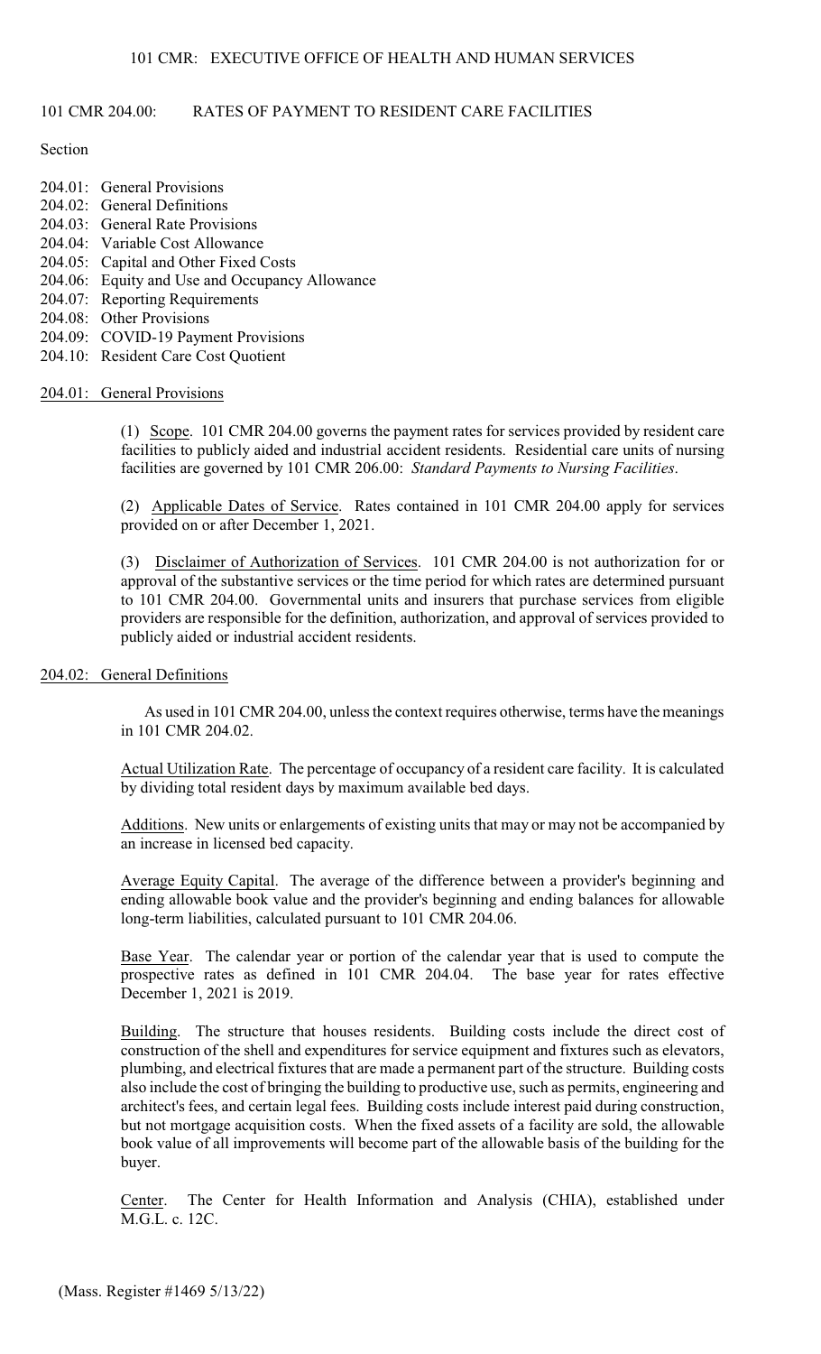101 CMR: EXECUTIVE OFFICE OF HEALTH AND HUMAN SERVICES

# 101 CMR 204.00: RATES OF PAYMENT TO RESIDENT CARE FACILITIES

Section

- 204.01: General Provisions
- 204.02: General Definitions
- 204.03: General Rate Provisions
- 204.04: Variable Cost Allowance
- 204.05: Capital and Other Fixed Costs
- 204.06: Equity and Use and Occupancy Allowance
- 204.07: Reporting Requirements
- 204.08: Other Provisions
- 204.09: COVID-19 Payment Provisions
- 204.10: Resident Care Cost Quotient

## 204.01: General Provisions

(1) Scope. 101 CMR 204.00 governs the payment rates for services provided by resident care facilities to publicly aided and industrial accident residents. Residential care units of nursing facilities are governed by 101 CMR 206.00: *Standard Payments to Nursing Facilities*.

(2) Applicable Dates of Service. Rates contained in 101 CMR 204.00 apply for services provided on or after December 1, 2021.

(3) Disclaimer of Authorization of Services. 101 CMR 204.00 is not authorization for or approval of the substantive services or the time period for which rates are determined pursuant to 101 CMR 204.00. Governmental units and insurers that purchase services from eligible providers are responsible for the definition, authorization, and approval of services provided to publicly aided or industrial accident residents.

## 204.02: General Definitions

As used in 101 CMR 204.00, unless the context requires otherwise, terms have the meanings in 101 CMR 204.02.

Actual Utilization Rate. The percentage of occupancy of a resident care facility. It is calculated by dividing total resident days by maximum available bed days.

Additions. New units or enlargements of existing units that may or may not be accompanied by an increase in licensed bed capacity.

Average Equity Capital. The average of the difference between a provider's beginning and ending allowable book value and the provider's beginning and ending balances for allowable long-term liabilities, calculated pursuant to 101 CMR 204.06.

Base Year. The calendar year or portion of the calendar year that is used to compute the prospective rates as defined in 101 CMR 204.04. The base year for rates effective December 1, 2021 is 2019.

Building. The structure that houses residents. Building costs include the direct cost of construction of the shell and expenditures for service equipment and fixtures such as elevators, plumbing, and electrical fixtures that are made a permanent part of the structure. Building costs also include the cost of bringing the building to productive use, such as permits, engineering and architect's fees, and certain legal fees. Building costs include interest paid during construction, but not mortgage acquisition costs. When the fixed assets of a facility are sold, the allowable book value of all improvements will become part of the allowable basis of the building for the buyer.

Center. The Center for Health Information and Analysis (CHIA), established under M.G.L. c. 12C.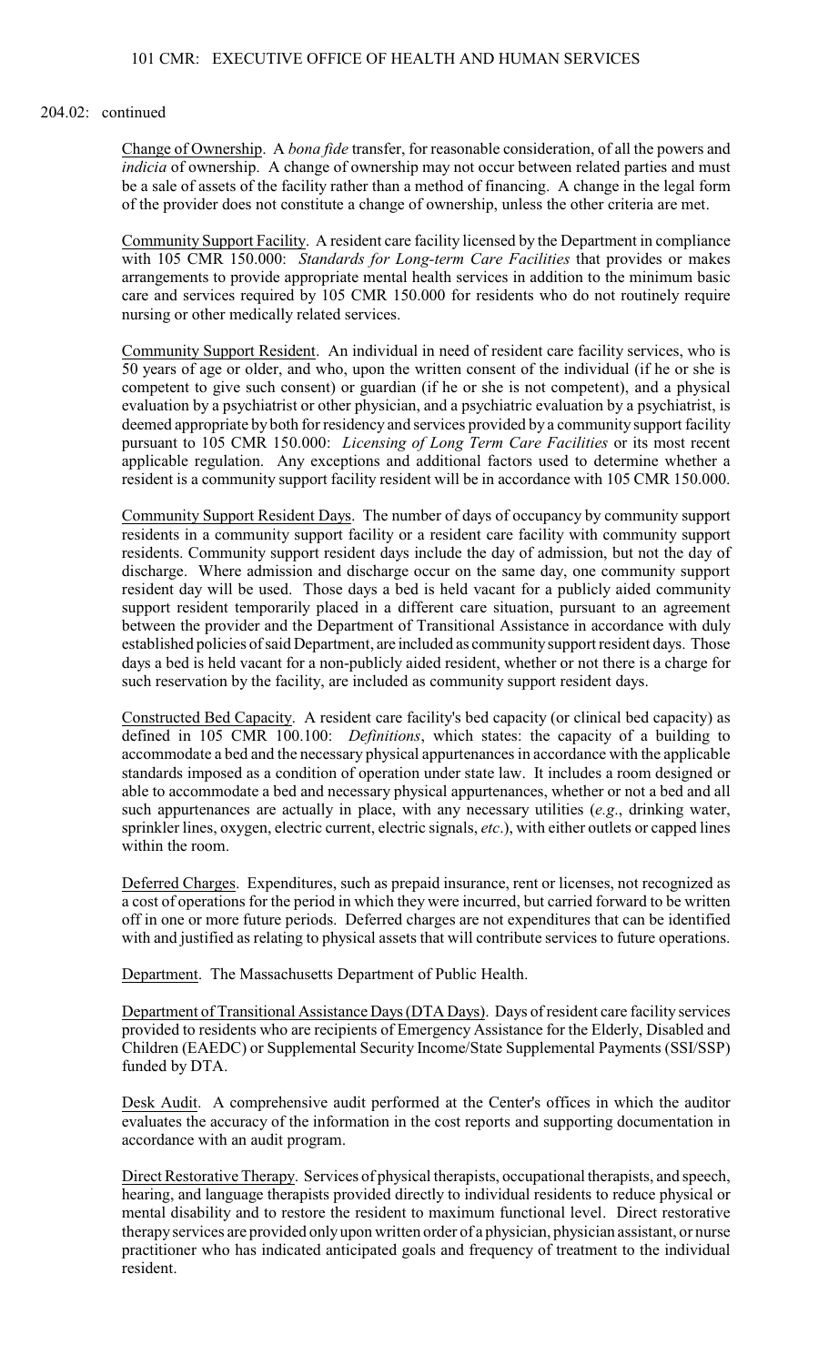204.02: continued

<u>Change of Ownership</u>. A *bona fide* transfer, for reasonable consideration, of all the powers and *indicia* of ownership. A change of ownership may not occur between related parties and must be a sale of assets of the facility rather than a method of financing. A change in the legal form of the provider does not constitute a change of ownership, unless the other criteria are met.

<u>Community Support Facility</u>. A resident care facility licensed by the Department in compliance with 105 CMR 150.000: *Standards for Long-term Care Facilities* that provides or makes arrangements to provide appropriate mental health services in addition to the minimum basic care and services required by 105 CMR 150.000 for residents who do not routinely require nursing or other medically related services.

<u>Community Support Resident</u>. An individual in need of resident care facility services, who is 50 years of age or older, and who, upon the written consent of the individual (if he or she is competent to give such consent) or guardian (if he or she is not competent), and a physical evaluation by a psychiatrist or other physician, and a psychiatric evaluation by a psychiatrist, is deemed appropriate by both for residency and services provided by a community support facility pursuant to 105 CMR 150.000: *Licensing of Long Term Care Facilities* or its most recent applicable regulation. Any exceptions and additional factors used to determine whether a resident is a community support facility resident will be in accordance with 105 CMR 150.000.

<u>Community Support Resident Days</u>. The number of days of occupancy by community support residents in a community support facility or a resident care facility with community support residents. Community support resident days include the day of admission, but not the day of discharge. Where admission and discharge occur on the same day, one community support resident day will be used. Those days a bed is held vacant for a publicly aided community support resident temporarily placed in a different care situation, pursuant to an agreement between the provider and the Department of Transitional Assistance in accordance with duly established policies of said Department, are included as community support resident days. Those days a bed is held vacant for a non-publicly aided resident, whether or not there is a charge for such reservation by the facility, are included as community support resident days.

<u>Constructed Bed Capacity</u>. A resident care facility's bed capacity (or clinical bed capacity) as defined in 105 CMR 100.100: *Definitions*, which states: the capacity of a building to accommodate a bed and the necessary physical appurtenances in accordance with the applicable standards imposed as a condition of operation under state law. It includes a room designed or able to accommodate a bed and necessary physical appurtenances, whether or not a bed and all such appurtenances are actually in place, with any necessary utilities (*e.g.*, drinking water, sprinkler lines, oxygen, electric current, electric signals, *etc*.), with either outlets or capped lines within the room.

<u>Deferred Charges</u>. Expenditures, such as prepaid insurance, rent or licenses, not recognized as a cost of operations for the period in which they were incurred, but carried forward to be written off in one or more future periods. Deferred charges are not expenditures that can be identified with and justified as relating to physical assets that will contribute services to future operations.

<u>Department</u>. The Massachusetts Department of Public Health.

<u>Department of Transitional Assistance Days (DTA Days)</u>. Days of resident care facility services provided to residents who are recipients of Emergency Assistance for the Elderly, Disabled and Children (EAEDC) or Supplemental Security Income/State Supplemental Payments (SSI/SSP) funded by DTA.

<u>Desk Audit</u>. A comprehensive audit performed at the Center's offices in which the auditor evaluates the accuracy of the information in the cost reports and supporting documentation in accordance with an audit program.

<u>Direct Restorative Therapy</u>. Services of physical therapists, occupational therapists, and speech, hearing, and language therapists provided directly to individual residents to reduce physical or mental disability and to restore the resident to maximum functional level. Direct restorative therapy services are provided only upon written order of a physician, physician assistant, or nurse practitioner who has indicated anticipated goals and frequency of treatment to the individual resident.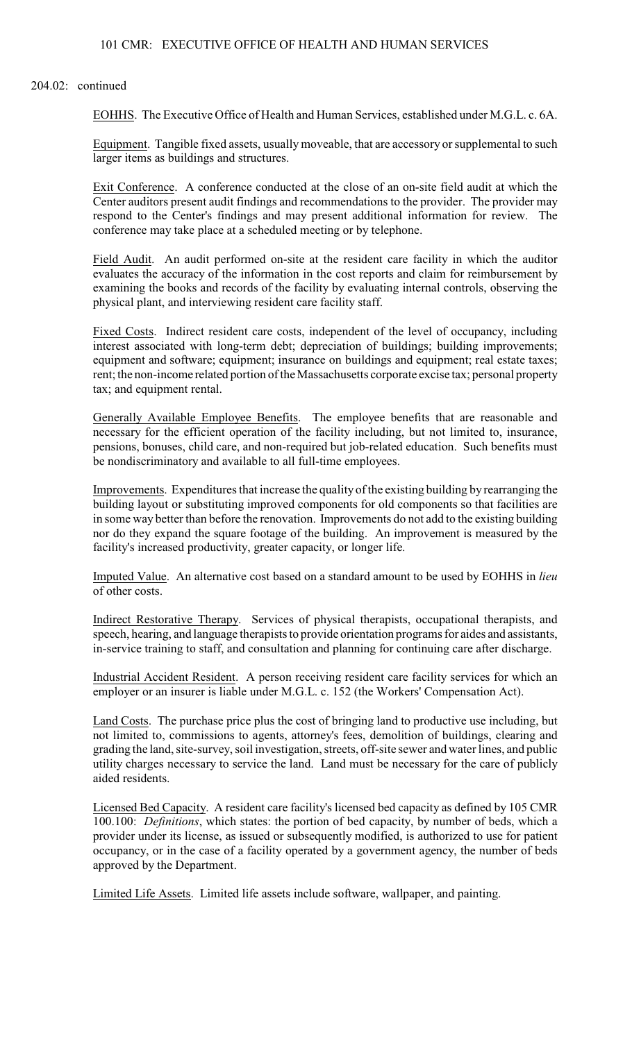204.02: continued

EOHHS. The Executive Office of Health and Human Services, established under M.G.L. c. 6A.

Equipment. Tangible fixed assets, usually moveable, that are accessory or supplemental to such larger items as buildings and structures.

Exit Conference. A conference conducted at the close of an on-site field audit at which the Center auditors present audit findings and recommendations to the provider. The provider may respond to the Center's findings and may present additional information for review. The conference may take place at a scheduled meeting or by telephone.

Field Audit. An audit performed on-site at the resident care facility in which the auditor evaluates the accuracy of the information in the cost reports and claim for reimbursement by examining the books and records of the facility by evaluating internal controls, observing the physical plant, and interviewing resident care facility staff.

Fixed Costs. Indirect resident care costs, independent of the level of occupancy, including interest associated with long-term debt; depreciation of buildings; building improvements; equipment and software; equipment; insurance on buildings and equipment; real estate taxes; rent; the non-income related portion of the Massachusetts corporate excise tax; personal property tax; and equipment rental.

Generally Available Employee Benefits. The employee benefits that are reasonable and necessary for the efficient operation of the facility including, but not limited to, insurance, pensions, bonuses, child care, and non-required but job-related education. Such benefits must be nondiscriminatory and available to all full-time employees.

Improvements. Expenditures that increase the quality of the existing building by rearranging the building layout or substituting improved components for old components so that facilities are in some way better than before the renovation. Improvements do not add to the existing building nor do they expand the square footage of the building. An improvement is measured by the facility's increased productivity, greater capacity, or longer life.

Imputed Value. An alternative cost based on a standard amount to be used by EOHHS in *lieu* of other costs.

Indirect Restorative Therapy. Services of physical therapists, occupational therapists, and speech, hearing, and language therapists to provide orientation programs for aides and assistants, in-service training to staff, and consultation and planning for continuing care after discharge.

Industrial Accident Resident. A person receiving resident care facility services for which an employer or an insurer is liable under M.G.L. c. 152 (the Workers' Compensation Act).

Land Costs. The purchase price plus the cost of bringing land to productive use including, but not limited to, commissions to agents, attorney's fees, demolition of buildings, clearing and grading the land, site-survey, soil investigation, streets, off-site sewer and water lines, and public utility charges necessary to service the land. Land must be necessary for the care of publicly aided residents.

Licensed Bed Capacity. A resident care facility's licensed bed capacity as defined by 105 CMR 100.100: *Definitions*, which states: the portion of bed capacity, by number of beds, which a provider under its license, as issued or subsequently modified, is authorized to use for patient occupancy, or in the case of a facility operated by a government agency, the number of beds approved by the Department.

Limited Life Assets. Limited life assets include software, wallpaper, and painting.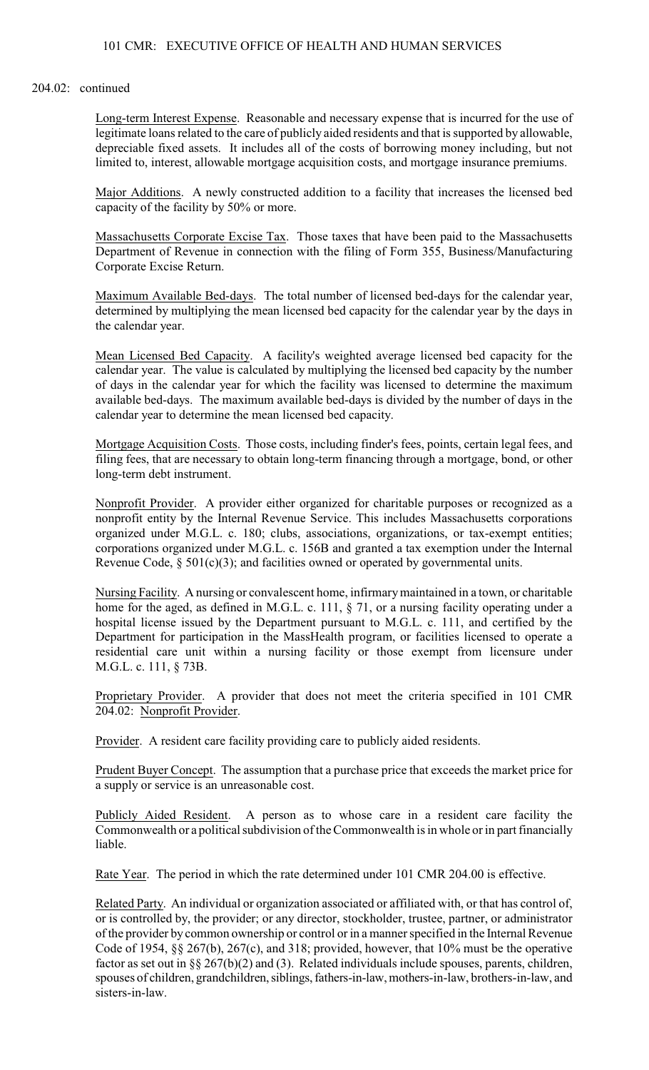204.02: continued

Long-term Interest Expense. Reasonable and necessary expense that is incurred for the use of legitimate loans related to the care of publicly aided residents and that is supported by allowable, depreciable fixed assets. It includes all of the costs of borrowing money including, but not limited to, interest, allowable mortgage acquisition costs, and mortgage insurance premiums.

Major Additions. A newly constructed addition to a facility that increases the licensed bed capacity of the facility by 50% or more.

Massachusetts Corporate Excise Tax. Those taxes that have been paid to the Massachusetts Department of Revenue in connection with the filing of Form 355, Business/Manufacturing Corporate Excise Return.

Maximum Available Bed-days. The total number of licensed bed-days for the calendar year, determined by multiplying the mean licensed bed capacity for the calendar year by the days in the calendar year.

Mean Licensed Bed Capacity. A facility's weighted average licensed bed capacity for the calendar year. The value is calculated by multiplying the licensed bed capacity by the number of days in the calendar year for which the facility was licensed to determine the maximum available bed-days. The maximum available bed-days is divided by the number of days in the calendar year to determine the mean licensed bed capacity.

Mortgage Acquisition Costs. Those costs, including finder's fees, points, certain legal fees, and filing fees, that are necessary to obtain long-term financing through a mortgage, bond, or other long-term debt instrument.

Nonprofit Provider. A provider either organized for charitable purposes or recognized as a nonprofit entity by the Internal Revenue Service. This includes Massachusetts corporations organized under M.G.L. c. 180; clubs, associations, organizations, or tax-exempt entities; corporations organized under M.G.L. c. 156B and granted a tax exemption under the Internal Revenue Code, § 501(c)(3); and facilities owned or operated by governmental units.

Nursing Facility. A nursing or convalescent home, infirmary maintained in a town, or charitable home for the aged, as defined in M.G.L. c. 111, § 71, or a nursing facility operating under a hospital license issued by the Department pursuant to M.G.L. c. 111, and certified by the Department for participation in the MassHealth program, or facilities licensed to operate a residential care unit within a nursing facility or those exempt from licensure under M.G.L. c. 111, § 73B.

Proprietary Provider. A provider that does not meet the criteria specified in 101 CMR 204.02: Nonprofit Provider.

Provider. A resident care facility providing care to publicly aided residents.

Prudent Buyer Concept. The assumption that a purchase price that exceeds the market price for a supply or service is an unreasonable cost.

Publicly Aided Resident. A person as to whose care in a resident care facility the Commonwealth or a political subdivision of the Commonwealth is in whole or in part financially liable.

Rate Year. The period in which the rate determined under 101 CMR 204.00 is effective.

Related Party. An individual or organization associated or affiliated with, or that has control of, or is controlled by, the provider; or any director, stockholder, trustee, partner, or administrator of the provider by common ownership or control or in a manner specified in the Internal Revenue Code of 1954, §§ 267(b), 267(c), and 318; provided, however, that 10% must be the operative factor as set out in §§ 267(b)(2) and (3). Related individuals include spouses, parents, children, spouses of children, grandchildren, siblings, fathers-in-law, mothers-in-law, brothers-in-law, and sisters-in-law.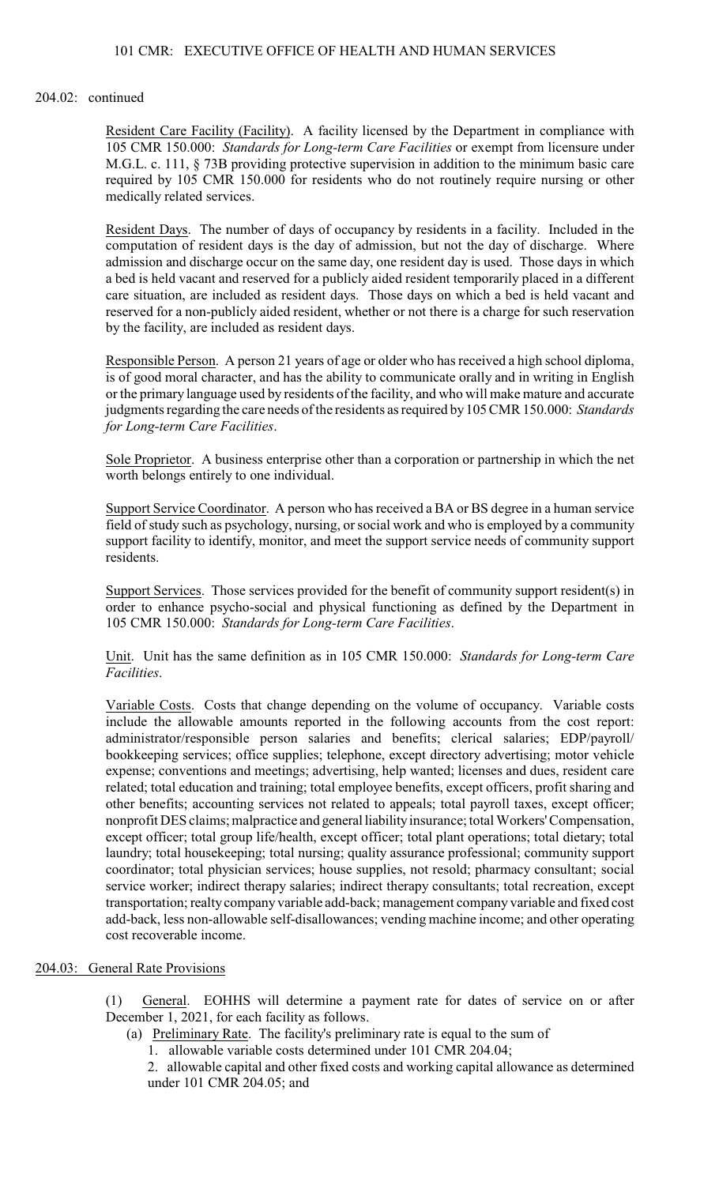204.02: continued

Resident Care Facility (Facility). A facility licensed by the Department in compliance with 105 CMR 150.000: *Standards for Long-term Care Facilities* or exempt from licensure under M.G.L. c. 111, § 73B providing protective supervision in addition to the minimum basic care required by 105 CMR 150.000 for residents who do not routinely require nursing or other medically related services.

Resident Days. The number of days of occupancy by residents in a facility. Included in the computation of resident days is the day of admission, but not the day of discharge. Where admission and discharge occur on the same day, one resident day is used. Those days in which a bed is held vacant and reserved for a publicly aided resident temporarily placed in a different care situation, are included as resident days. Those days on which a bed is held vacant and reserved for a non-publicly aided resident, whether or not there is a charge for such reservation by the facility, are included as resident days.

Responsible Person. A person 21 years of age or older who has received a high school diploma, is of good moral character, and has the ability to communicate orally and in writing in English or the primary language used by residents of the facility, and who will make mature and accurate judgments regarding the care needs of the residents as required by 105 CMR 150.000: *Standards for Long-term Care Facilities*.

Sole Proprietor. A business enterprise other than a corporation or partnership in which the net worth belongs entirely to one individual.

Support Service Coordinator. A person who has received a BA or BS degree in a human service field of study such as psychology, nursing, or social work and who is employed by a community support facility to identify, monitor, and meet the support service needs of community support residents.

Support Services. Those services provided for the benefit of community support resident(s) in order to enhance psycho-social and physical functioning as defined by the Department in 105 CMR 150.000: *Standards for Long-term Care Facilities*.

Unit. Unit has the same definition as in 105 CMR 150.000: *Standards for Long-term Care Facilities*.

Variable Costs. Costs that change depending on the volume of occupancy. Variable costs include the allowable amounts reported in the following accounts from the cost report: administrator/responsible person salaries and benefits; clerical salaries; EDP/payroll/bookkeeping services; office supplies; telephone, except directory advertising; motor vehicle expense; conventions and meetings; advertising, help wanted; licenses and dues, resident care related; total education and training; total employee benefits, except officers, profit sharing and other benefits; accounting services not related to appeals; total payroll taxes, except officer; nonprofit DES claims; malpractice and general liability insurance; total Workers' Compensation, except officer; total group life/health, except officer; total plant operations; total dietary; total laundry; total housekeeping; total nursing; quality assurance professional; community support coordinator; total physician services; house supplies, not resold; pharmacy consultant; social service worker; indirect therapy salaries; indirect therapy consultants; total recreation, except transportation; realty company variable add-back; management company variable and fixed cost add-back, less non-allowable self-disallowances; vending machine income; and other operating cost recoverable income.

## 204.03: General Rate Provisions

(1) General. EOHHS will determine a payment rate for dates of service on or after December 1, 2021, for each facility as follows.

(a) Preliminary Rate. The facility's preliminary rate is equal to the sum of

1. allowable variable costs determined under 101 CMR 204.04;
2. allowable capital and other fixed costs and working capital allowance as determined under 101 CMR 204.05; and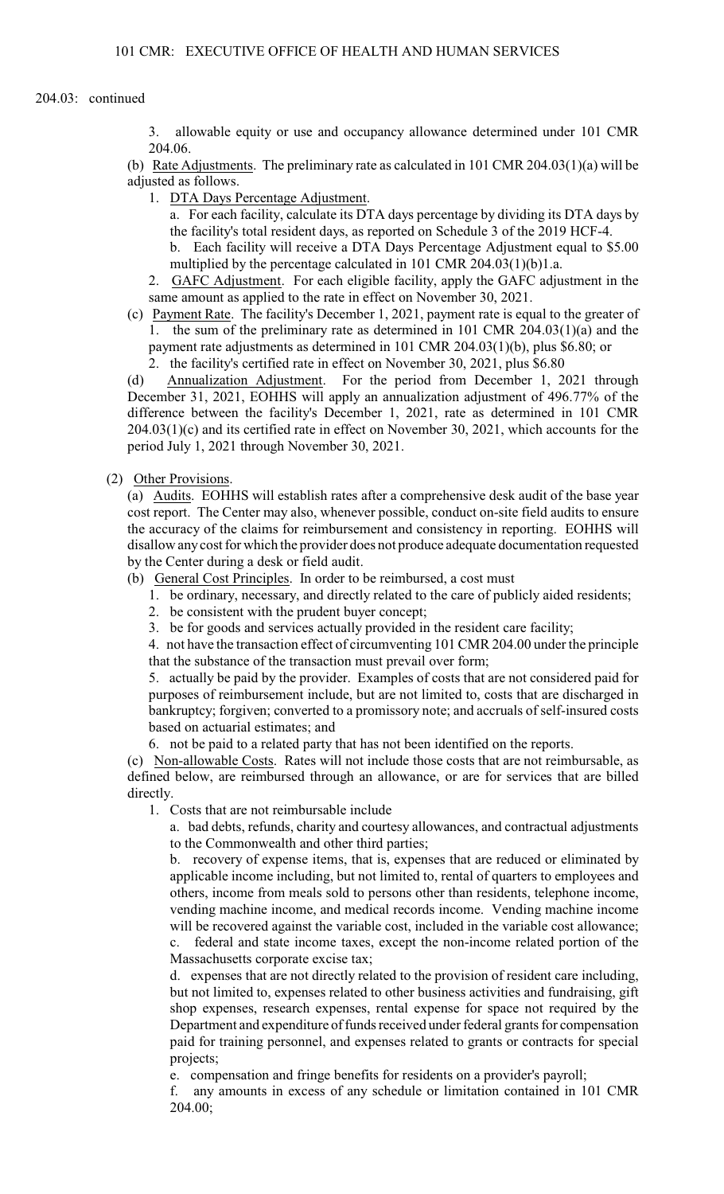204.03: continued

3. allowable equity or use and occupancy allowance determined under 101 CMR 204.06.

(b) Rate Adjustments. The preliminary rate as calculated in 101 CMR 204.03(1)(a) will be adjusted as follows.

1. DTA Days Percentage Adjustment.

a. For each facility, calculate its DTA days percentage by dividing its DTA days by the facility's total resident days, as reported on Schedule 3 of the 2019 HCF-4.

b. Each facility will receive a DTA Days Percentage Adjustment equal to $5.00 multiplied by the percentage calculated in 101 CMR 204.03(1)(b)1.a.

2. GAFC Adjustment. For each eligible facility, apply the GAFC adjustment in the same amount as applied to the rate in effect on November 30, 2021.

(c) Payment Rate. The facility's December 1, 2021, payment rate is equal to the greater of

1. the sum of the preliminary rate as determined in 101 CMR 204.03(1)(a) and the payment rate adjustments as determined in 101 CMR 204.03(1)(b), plus $6.80; or

2. the facility's certified rate in effect on November 30, 2021, plus $6.80

(d) Annualization Adjustment. For the period from December 1, 2021 through December 31, 2021, EOHHS will apply an annualization adjustment of 496.77% of the difference between the facility's December 1, 2021, rate as determined in 101 CMR 204.03(1)(c) and its certified rate in effect on November 30, 2021, which accounts for the period July 1, 2021 through November 30, 2021.

(2) Other Provisions.

(a) Audits. EOHHS will establish rates after a comprehensive desk audit of the base year cost report. The Center may also, whenever possible, conduct on-site field audits to ensure the accuracy of the claims for reimbursement and consistency in reporting. EOHHS will disallow any cost for which the provider does not produce adequate documentation requested by the Center during a desk or field audit.

(b) General Cost Principles. In order to be reimbursed, a cost must

1. be ordinary, necessary, and directly related to the care of publicly aided residents;

2. be consistent with the prudent buyer concept;

3. be for goods and services actually provided in the resident care facility;

4. not have the transaction effect of circumventing 101 CMR 204.00 under the principle that the substance of the transaction must prevail over form;

5. actually be paid by the provider. Examples of costs that are not considered paid for purposes of reimbursement include, but are not limited to, costs that are discharged in bankruptcy; forgiven; converted to a promissory note; and accruals of self-insured costs based on actuarial estimates; and

6. not be paid to a related party that has not been identified on the reports.

(c) Non-allowable Costs. Rates will not include those costs that are not reimbursable, as defined below, are reimbursed through an allowance, or are for services that are billed directly.

1. Costs that are not reimbursable include

a. bad debts, refunds, charity and courtesy allowances, and contractual adjustments to the Commonwealth and other third parties;

b. recovery of expense items, that is, expenses that are reduced or eliminated by applicable income including, but not limited to, rental of quarters to employees and others, income from meals sold to persons other than residents, telephone income, vending machine income, and medical records income. Vending machine income will be recovered against the variable cost, included in the variable cost allowance;

c. federal and state income taxes, except the non-income related portion of the Massachusetts corporate excise tax;

d. expenses that are not directly related to the provision of resident care including, but not limited to, expenses related to other business activities and fundraising, gift shop expenses, research expenses, rental expense for space not required by the Department and expenditure of funds received under federal grants for compensation paid for training personnel, and expenses related to grants or contracts for special projects;

e. compensation and fringe benefits for residents on a provider's payroll;

f. any amounts in excess of any schedule or limitation contained in 101 CMR 204.00;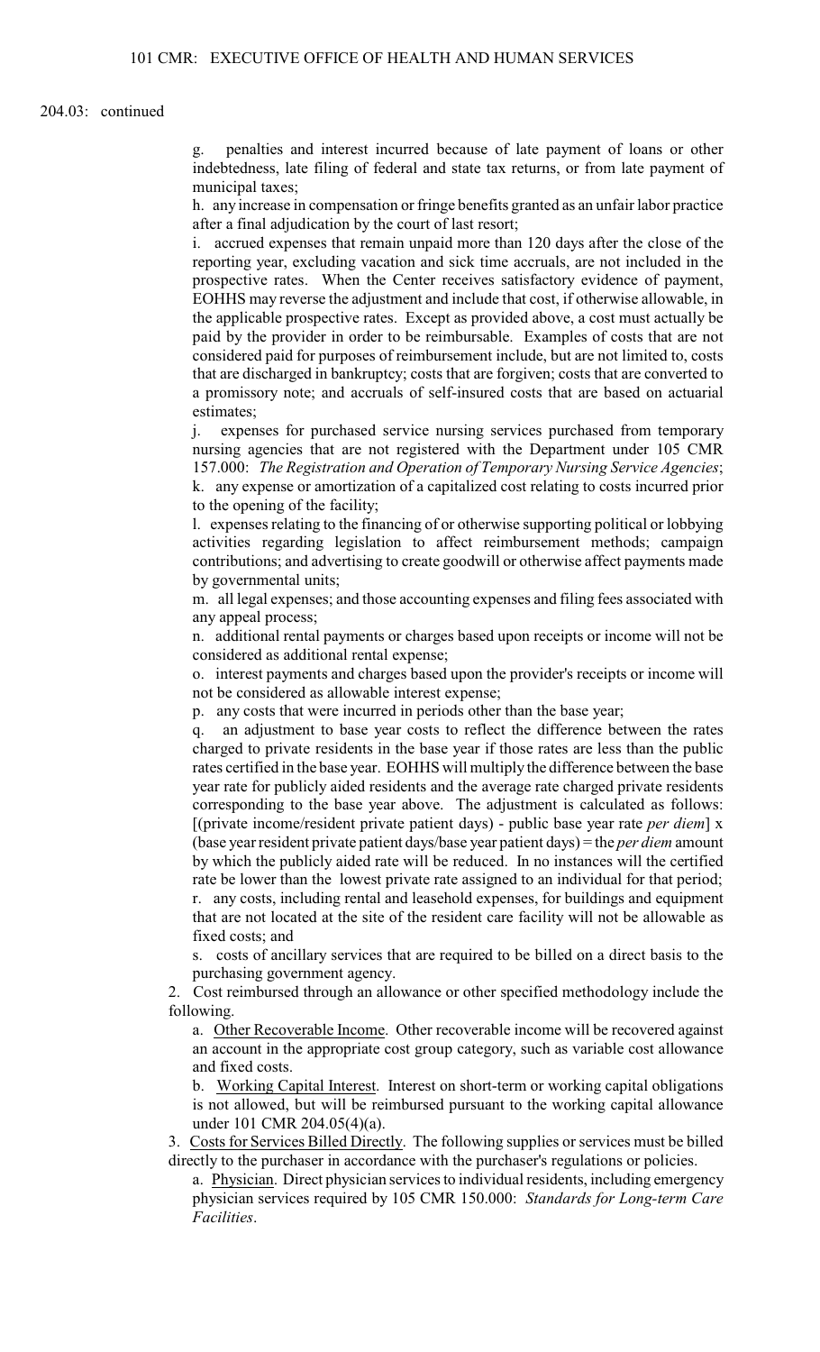204.03: continued

g. penalties and interest incurred because of late payment of loans or other indebtedness, late filing of federal and state tax returns, or from late payment of municipal taxes;

h. any increase in compensation or fringe benefits granted as an unfair labor practice after a final adjudication by the court of last resort;

i. accrued expenses that remain unpaid more than 120 days after the close of the reporting year, excluding vacation and sick time accruals, are not included in the prospective rates. When the Center receives satisfactory evidence of payment, EOHHS may reverse the adjustment and include that cost, if otherwise allowable, in the applicable prospective rates. Except as provided above, a cost must actually be paid by the provider in order to be reimbursable. Examples of costs that are not considered paid for purposes of reimbursement include, but are not limited to, costs that are discharged in bankruptcy; costs that are forgiven; costs that are converted to a promissory note; and accruals of self-insured costs that are based on actuarial estimates;

j. expenses for purchased service nursing services purchased from temporary nursing agencies that are not registered with the Department under 105 CMR 157.000: *The Registration and Operation of Temporary Nursing Service Agencies*;

k. any expense or amortization of a capitalized cost relating to costs incurred prior to the opening of the facility;

l. expenses relating to the financing of or otherwise supporting political or lobbying activities regarding legislation to affect reimbursement methods; campaign contributions; and advertising to create goodwill or otherwise affect payments made by governmental units;

m. all legal expenses; and those accounting expenses and filing fees associated with any appeal process;

n. additional rental payments or charges based upon receipts or income will not be considered as additional rental expense;

o. interest payments and charges based upon the provider's receipts or income will not be considered as allowable interest expense;

p. any costs that were incurred in periods other than the base year;

q. an adjustment to base year costs to reflect the difference between the rates charged to private residents in the base year if those rates are less than the public rates certified in the base year. EOHHS will multiply the difference between the base year rate for publicly aided residents and the average rate charged private residents corresponding to the base year above. The adjustment is calculated as follows: [(private income/resident private patient days) - public base year rate *per diem*] x (base year resident private patient days/base year patient days) = the *per diem* amount by which the publicly aided rate will be reduced. In no instances will the certified rate be lower than the lowest private rate assigned to an individual for that period;

r. any costs, including rental and leasehold expenses, for buildings and equipment that are not located at the site of the resident care facility will not be allowable as fixed costs; and

s. costs of ancillary services that are required to be billed on a direct basis to the purchasing government agency.

2. Cost reimbursed through an allowance or other specified methodology include the following.

a. Other Recoverable Income. Other recoverable income will be recovered against an account in the appropriate cost group category, such as variable cost allowance and fixed costs.

b. Working Capital Interest. Interest on short-term or working capital obligations is not allowed, but will be reimbursed pursuant to the working capital allowance under 101 CMR 204.05(4)(a).

3. Costs for Services Billed Directly. The following supplies or services must be billed directly to the purchaser in accordance with the purchaser's regulations or policies.

a. Physician. Direct physician services to individual residents, including emergency physician services required by 105 CMR 150.000: *Standards for Long-term Care Facilities*.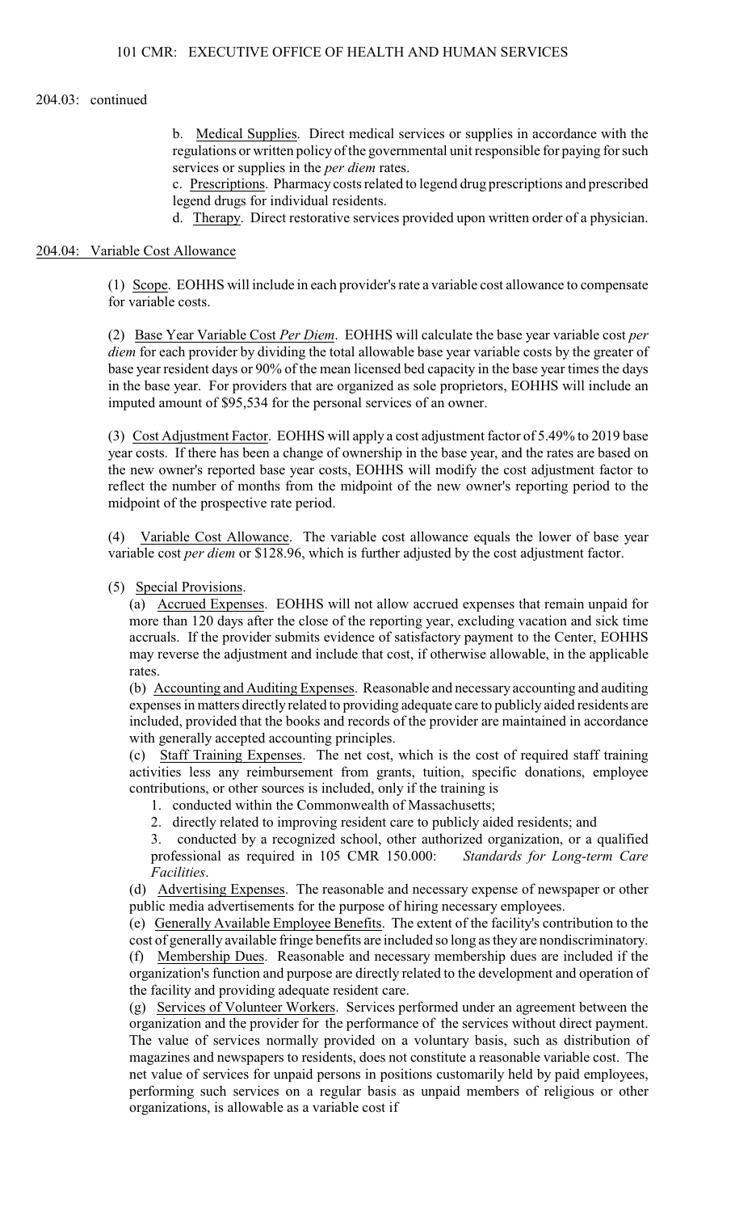204.03: continued

b. Medical Supplies. Direct medical services or supplies in accordance with the regulations or written policy of the governmental unit responsible for paying for such services or supplies in the *per diem* rates.

c. Prescriptions. Pharmacy costs related to legend drug prescriptions and prescribed legend drugs for individual residents.

d. Therapy. Direct restorative services provided upon written order of a physician.

## 204.04: Variable Cost Allowance

(1) Scope. EOHHS will include in each provider's rate a variable cost allowance to compensate for variable costs.

(2) Base Year Variable Cost *Per Diem*. EOHHS will calculate the base year variable cost *per diem* for each provider by dividing the total allowable base year variable costs by the greater of base year resident days or 90% of the mean licensed bed capacity in the base year times the days in the base year. For providers that are organized as sole proprietors, EOHHS will include an imputed amount of $95,534 for the personal services of an owner.

(3) Cost Adjustment Factor. EOHHS will apply a cost adjustment factor of 5.49% to 2019 base year costs. If there has been a change of ownership in the base year, and the rates are based on the new owner's reported base year costs, EOHHS will modify the cost adjustment factor to reflect the number of months from the midpoint of the new owner's reporting period to the midpoint of the prospective rate period.

(4) Variable Cost Allowance. The variable cost allowance equals the lower of base year variable cost *per diem* or $128.96, which is further adjusted by the cost adjustment factor.

(5) Special Provisions.

(a) Accrued Expenses. EOHHS will not allow accrued expenses that remain unpaid for more than 120 days after the close of the reporting year, excluding vacation and sick time accruals. If the provider submits evidence of satisfactory payment to the Center, EOHHS may reverse the adjustment and include that cost, if otherwise allowable, in the applicable rates.

(b) Accounting and Auditing Expenses. Reasonable and necessary accounting and auditing expenses in matters directly related to providing adequate care to publicly aided residents are included, provided that the books and records of the provider are maintained in accordance with generally accepted accounting principles.

(c) Staff Training Expenses. The net cost, which is the cost of required staff training activities less any reimbursement from grants, tuition, specific donations, employee contributions, or other sources is included, only if the training is

1. conducted within the Commonwealth of Massachusetts;
2. directly related to improving resident care to publicly aided residents; and
3. conducted by a recognized school, other authorized organization, or a qualified professional as required in 105 CMR 150.000: *Standards for Long-term Care Facilities*.

(d) Advertising Expenses. The reasonable and necessary expense of newspaper or other public media advertisements for the purpose of hiring necessary employees.

(e) Generally Available Employee Benefits. The extent of the facility's contribution to the cost of generally available fringe benefits are included so long as they are nondiscriminatory.

(f) Membership Dues. Reasonable and necessary membership dues are included if the organization's function and purpose are directly related to the development and operation of the facility and providing adequate resident care.

(g) Services of Volunteer Workers. Services performed under an agreement between the organization and the provider for the performance of the services without direct payment. The value of services normally provided on a voluntary basis, such as distribution of magazines and newspapers to residents, does not constitute a reasonable variable cost. The net value of services for unpaid persons in positions customarily held by paid employees, performing such services on a regular basis as unpaid members of religious or other organizations, is allowable as a variable cost if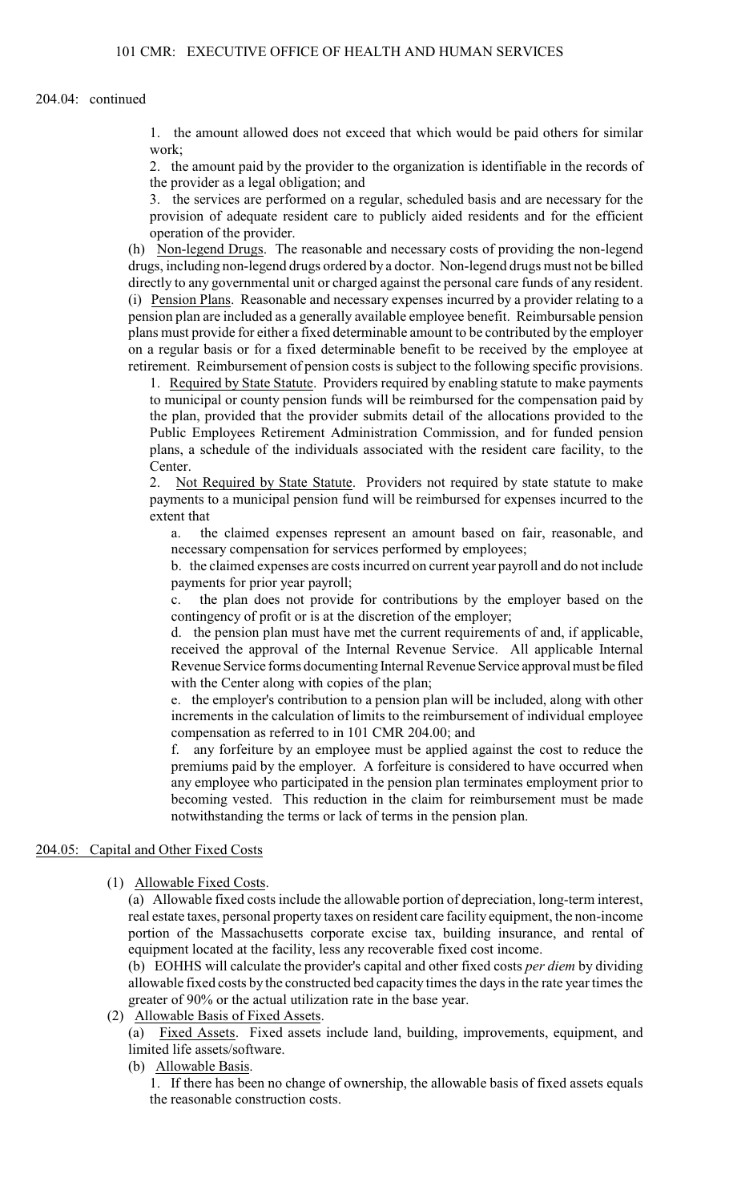204.04: continued

1. the amount allowed does not exceed that which would be paid others for similar work;

2. the amount paid by the provider to the organization is identifiable in the records of the provider as a legal obligation; and

3. the services are performed on a regular, scheduled basis and are necessary for the provision of adequate resident care to publicly aided residents and for the efficient operation of the provider.

(h) Non-legend Drugs. The reasonable and necessary costs of providing the non-legend drugs, including non-legend drugs ordered by a doctor. Non-legend drugs must not be billed directly to any governmental unit or charged against the personal care funds of any resident.

(i) Pension Plans. Reasonable and necessary expenses incurred by a provider relating to a pension plan are included as a generally available employee benefit. Reimbursable pension plans must provide for either a fixed determinable amount to be contributed by the employer on a regular basis or for a fixed determinable benefit to be received by the employee at retirement. Reimbursement of pension costs is subject to the following specific provisions.

1. Required by State Statute. Providers required by enabling statute to make payments to municipal or county pension funds will be reimbursed for the compensation paid by the plan, provided that the provider submits detail of the allocations provided to the Public Employees Retirement Administration Commission, and for funded pension plans, a schedule of the individuals associated with the resident care facility, to the Center.

2. Not Required by State Statute. Providers not required by state statute to make payments to a municipal pension fund will be reimbursed for expenses incurred to the extent that

a. the claimed expenses represent an amount based on fair, reasonable, and necessary compensation for services performed by employees;

b. the claimed expenses are costs incurred on current year payroll and do not include payments for prior year payroll;

c. the plan does not provide for contributions by the employer based on the contingency of profit or is at the discretion of the employer;

d. the pension plan must have met the current requirements of and, if applicable, received the approval of the Internal Revenue Service. All applicable Internal Revenue Service forms documenting Internal Revenue Service approval must be filed with the Center along with copies of the plan;

e. the employer's contribution to a pension plan will be included, along with other increments in the calculation of limits to the reimbursement of individual employee compensation as referred to in 101 CMR 204.00; and

f. any forfeiture by an employee must be applied against the cost to reduce the premiums paid by the employer. A forfeiture is considered to have occurred when any employee who participated in the pension plan terminates employment prior to becoming vested. This reduction in the claim for reimbursement must be made notwithstanding the terms or lack of terms in the pension plan.

## 204.05: Capital and Other Fixed Costs

(1) Allowable Fixed Costs.

(a) Allowable fixed costs include the allowable portion of depreciation, long-term interest, real estate taxes, personal property taxes on resident care facility equipment, the non-income portion of the Massachusetts corporate excise tax, building insurance, and rental of equipment located at the facility, less any recoverable fixed cost income.

(b) EOHHS will calculate the provider's capital and other fixed costs *per diem* by dividing allowable fixed costs by the constructed bed capacity times the days in the rate year times the greater of 90% or the actual utilization rate in the base year.

(2) Allowable Basis of Fixed Assets.

(a) Fixed Assets. Fixed assets include land, building, improvements, equipment, and limited life assets/software.

(b) Allowable Basis.

1. If there has been no change of ownership, the allowable basis of fixed assets equals the reasonable construction costs.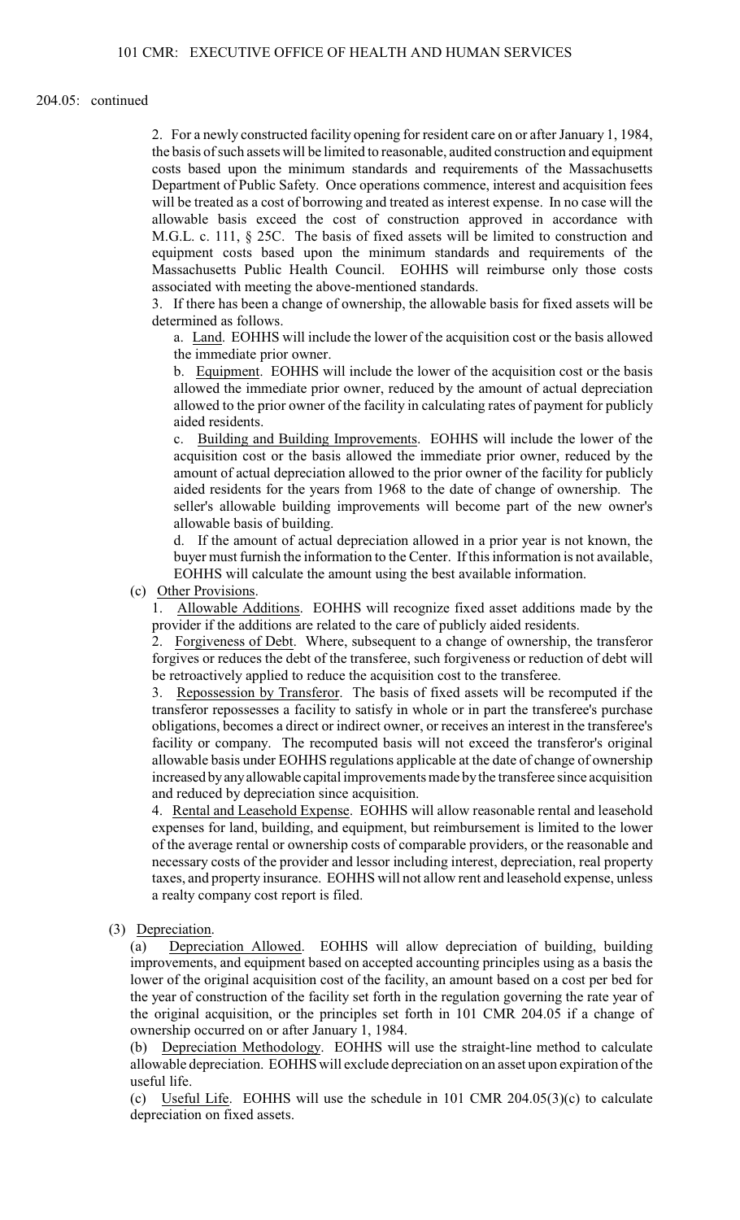204.05: continued

2. For a newly constructed facility opening for resident care on or after January 1, 1984, the basis of such assets will be limited to reasonable, audited construction and equipment costs based upon the minimum standards and requirements of the Massachusetts Department of Public Safety. Once operations commence, interest and acquisition fees will be treated as a cost of borrowing and treated as interest expense. In no case will the allowable basis exceed the cost of construction approved in accordance with M.G.L. c. 111, § 25C. The basis of fixed assets will be limited to construction and equipment costs based upon the minimum standards and requirements of the Massachusetts Public Health Council. EOHHS will reimburse only those costs associated with meeting the above-mentioned standards.

3. If there has been a change of ownership, the allowable basis for fixed assets will be determined as follows.

a. Land. EOHHS will include the lower of the acquisition cost or the basis allowed the immediate prior owner.

b. Equipment. EOHHS will include the lower of the acquisition cost or the basis allowed the immediate prior owner, reduced by the amount of actual depreciation allowed to the prior owner of the facility in calculating rates of payment for publicly aided residents.

c. Building and Building Improvements. EOHHS will include the lower of the acquisition cost or the basis allowed the immediate prior owner, reduced by the amount of actual depreciation allowed to the prior owner of the facility for publicly aided residents for the years from 1968 to the date of change of ownership. The seller's allowable building improvements will become part of the new owner's allowable basis of building.

d. If the amount of actual depreciation allowed in a prior year is not known, the buyer must furnish the information to the Center. If this information is not available, EOHHS will calculate the amount using the best available information.

(c) Other Provisions.

1. Allowable Additions. EOHHS will recognize fixed asset additions made by the provider if the additions are related to the care of publicly aided residents.

2. Forgiveness of Debt. Where, subsequent to a change of ownership, the transferor forgives or reduces the debt of the transferee, such forgiveness or reduction of debt will be retroactively applied to reduce the acquisition cost to the transferee.

3. Repossession by Transferor. The basis of fixed assets will be recomputed if the transferor repossesses a facility to satisfy in whole or in part the transferee's purchase obligations, becomes a direct or indirect owner, or receives an interest in the transferee's facility or company. The recomputed basis will not exceed the transferor's original allowable basis under EOHHS regulations applicable at the date of change of ownership increased by any allowable capital improvements made by the transferee since acquisition and reduced by depreciation since acquisition.

4. Rental and Leasehold Expense. EOHHS will allow reasonable rental and leasehold expenses for land, building, and equipment, but reimbursement is limited to the lower of the average rental or ownership costs of comparable providers, or the reasonable and necessary costs of the provider and lessor including interest, depreciation, real property taxes, and property insurance. EOHHS will not allow rent and leasehold expense, unless a realty company cost report is filed.

(3) Depreciation.

(a) Depreciation Allowed. EOHHS will allow depreciation of building, building improvements, and equipment based on accepted accounting principles using as a basis the lower of the original acquisition cost of the facility, an amount based on a cost per bed for the year of construction of the facility set forth in the regulation governing the rate year of the original acquisition, or the principles set forth in 101 CMR 204.05 if a change of ownership occurred on or after January 1, 1984.

(b) Depreciation Methodology. EOHHS will use the straight-line method to calculate allowable depreciation. EOHHS will exclude depreciation on an asset upon expiration of the useful life.

(c) Useful Life. EOHHS will use the schedule in 101 CMR 204.05(3)(c) to calculate depreciation on fixed assets.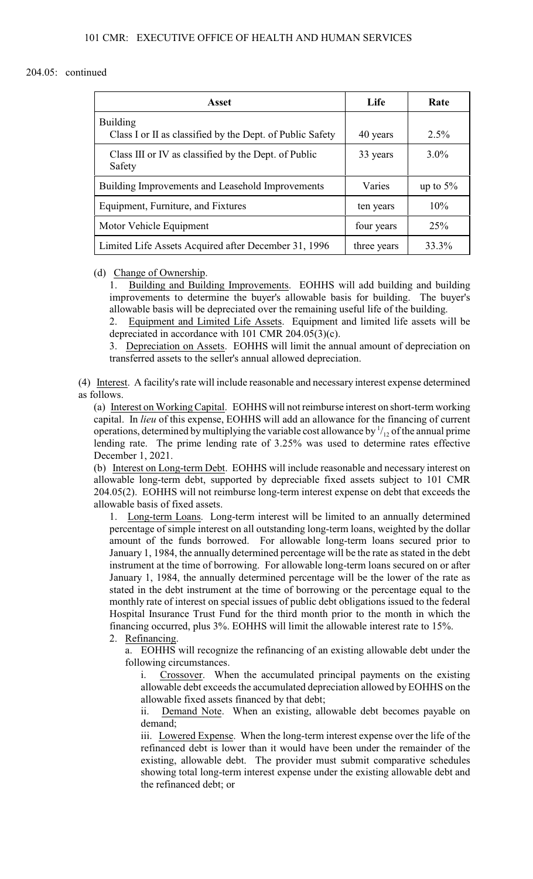204.05: continued

| Asset | Life | Rate |
|---|---|---|
| Building<br>Class I or II as classified by the Dept. of Public Safety | 40 years | 2.5% |
| Class III or IV as classified by the Dept. of Public Safety | 33 years | 3.0% |
| Building Improvements and Leasehold Improvements | Varies | up to 5% |
| Equipment, Furniture, and Fixtures | ten years | 10% |
| Motor Vehicle Equipment | four years | 25% |
| Limited Life Assets Acquired after December 31, 1996 | three years | 33.3% |

(d) Change of Ownership.

1. Building and Building Improvements. EOHHS will add building and building improvements to determine the buyer's allowable basis for building. The buyer's allowable basis will be depreciated over the remaining useful life of the building.

2. Equipment and Limited Life Assets. Equipment and limited life assets will be depreciated in accordance with 101 CMR 204.05(3)(c).

3. Depreciation on Assets. EOHHS will limit the annual amount of depreciation on transferred assets to the seller's annual allowed depreciation.

(4) Interest. A facility's rate will include reasonable and necessary interest expense determined as follows.

(a) Interest on Working Capital. EOHHS will not reimburse interest on short-term working capital. In *lieu* of this expense, EOHHS will add an allowance for the financing of current operations, determined by multiplying the variable cost allowance by $^1/_{12}$ of the annual prime lending rate. The prime lending rate of 3.25% was used to determine rates effective December 1, 2021.

(b) Interest on Long-term Debt. EOHHS will include reasonable and necessary interest on allowable long-term debt, supported by depreciable fixed assets subject to 101 CMR 204.05(2). EOHHS will not reimburse long-term interest expense on debt that exceeds the allowable basis of fixed assets.

1. Long-term Loans. Long-term interest will be limited to an annually determined percentage of simple interest on all outstanding long-term loans, weighted by the dollar amount of the funds borrowed. For allowable long-term loans secured prior to January 1, 1984, the annually determined percentage will be the rate as stated in the debt instrument at the time of borrowing. For allowable long-term loans secured on or after January 1, 1984, the annually determined percentage will be the lower of the rate as stated in the debt instrument at the time of borrowing or the percentage equal to the monthly rate of interest on special issues of public debt obligations issued to the federal Hospital Insurance Trust Fund for the third month prior to the month in which the financing occurred, plus 3%. EOHHS will limit the allowable interest rate to 15%.

2. Refinancing.

a. EOHHS will recognize the refinancing of an existing allowable debt under the following circumstances.

i. Crossover. When the accumulated principal payments on the existing allowable debt exceeds the accumulated depreciation allowed by EOHHS on the allowable fixed assets financed by that debt;

ii. Demand Note. When an existing, allowable debt becomes payable on demand;

iii. Lowered Expense. When the long-term interest expense over the life of the refinanced debt is lower than it would have been under the remainder of the existing, allowable debt. The provider must submit comparative schedules showing total long-term interest expense under the existing allowable debt and the refinanced debt; or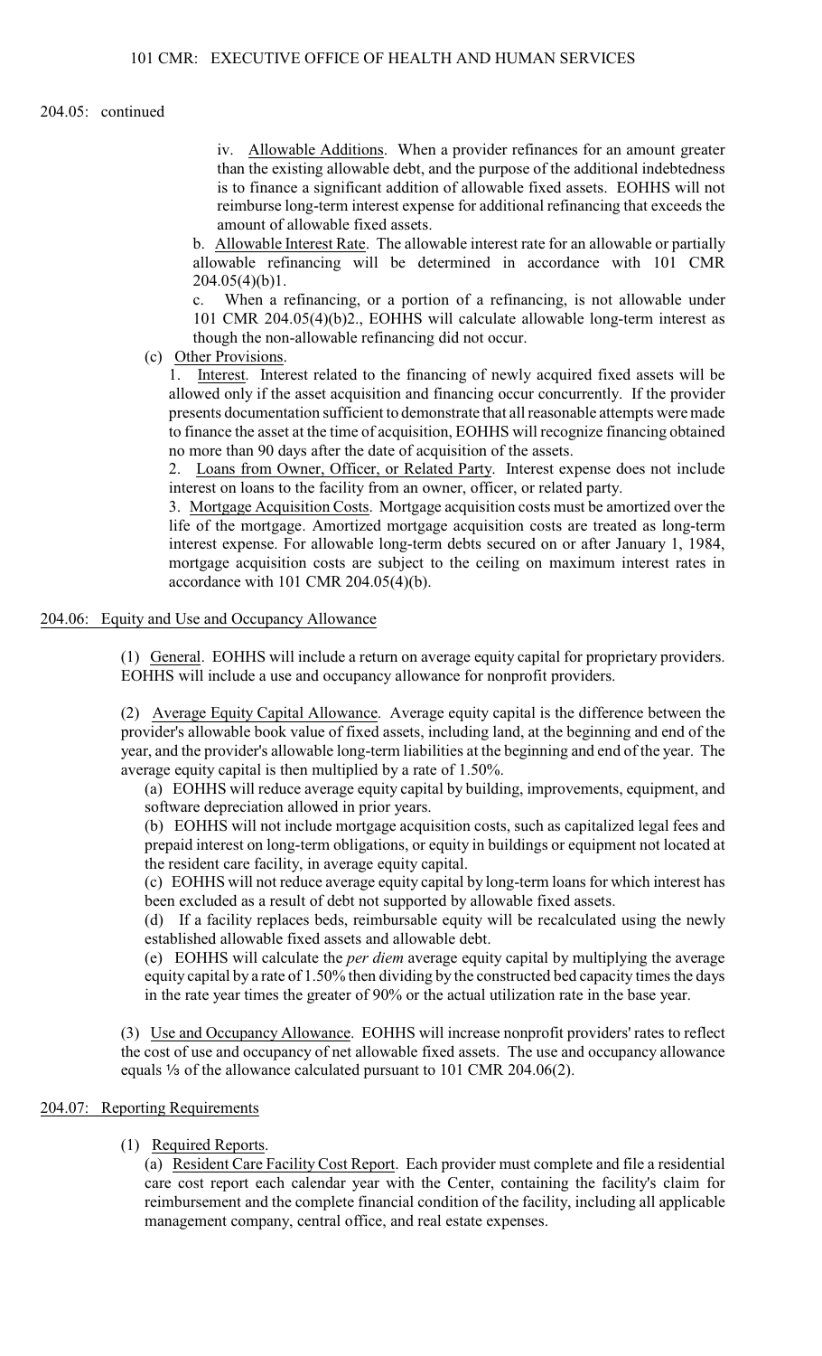204.05: continued

iv. Allowable Additions. When a provider refinances for an amount greater than the existing allowable debt, and the purpose of the additional indebtedness is to finance a significant addition of allowable fixed assets. EOHHS will not reimburse long-term interest expense for additional refinancing that exceeds the amount of allowable fixed assets.

b. Allowable Interest Rate. The allowable interest rate for an allowable or partially allowable refinancing will be determined in accordance with 101 CMR 204.05(4)(b)1.

c. When a refinancing, or a portion of a refinancing, is not allowable under 101 CMR 204.05(4)(b)2., EOHHS will calculate allowable long-term interest as though the non-allowable refinancing did not occur.

(c) Other Provisions.

1. Interest. Interest related to the financing of newly acquired fixed assets will be allowed only if the asset acquisition and financing occur concurrently. If the provider presents documentation sufficient to demonstrate that all reasonable attempts were made to finance the asset at the time of acquisition, EOHHS will recognize financing obtained no more than 90 days after the date of acquisition of the assets.

2. Loans from Owner, Officer, or Related Party. Interest expense does not include interest on loans to the facility from an owner, officer, or related party.

3. Mortgage Acquisition Costs. Mortgage acquisition costs must be amortized over the life of the mortgage. Amortized mortgage acquisition costs are treated as long-term interest expense. For allowable long-term debts secured on or after January 1, 1984, mortgage acquisition costs are subject to the ceiling on maximum interest rates in accordance with 101 CMR 204.05(4)(b).

## 204.06: Equity and Use and Occupancy Allowance

(1) General. EOHHS will include a return on average equity capital for proprietary providers. EOHHS will include a use and occupancy allowance for nonprofit providers.

(2) Average Equity Capital Allowance. Average equity capital is the difference between the provider's allowable book value of fixed assets, including land, at the beginning and end of the year, and the provider's allowable long-term liabilities at the beginning and end of the year. The average equity capital is then multiplied by a rate of 1.50%.

(a) EOHHS will reduce average equity capital by building, improvements, equipment, and software depreciation allowed in prior years.

(b) EOHHS will not include mortgage acquisition costs, such as capitalized legal fees and prepaid interest on long-term obligations, or equity in buildings or equipment not located at the resident care facility, in average equity capital.

(c) EOHHS will not reduce average equity capital by long-term loans for which interest has been excluded as a result of debt not supported by allowable fixed assets.

(d) If a facility replaces beds, reimbursable equity will be recalculated using the newly established allowable fixed assets and allowable debt.

(e) EOHHS will calculate the *per diem* average equity capital by multiplying the average equity capital by a rate of 1.50% then dividing by the constructed bed capacity times the days in the rate year times the greater of 90% or the actual utilization rate in the base year.

(3) Use and Occupancy Allowance. EOHHS will increase nonprofit providers' rates to reflect the cost of use and occupancy of net allowable fixed assets. The use and occupancy allowance equals ⅓ of the allowance calculated pursuant to 101 CMR 204.06(2).

## 204.07: Reporting Requirements

(1) Required Reports.

(a) Resident Care Facility Cost Report. Each provider must complete and file a residential care cost report each calendar year with the Center, containing the facility's claim for reimbursement and the complete financial condition of the facility, including all applicable management company, central office, and real estate expenses.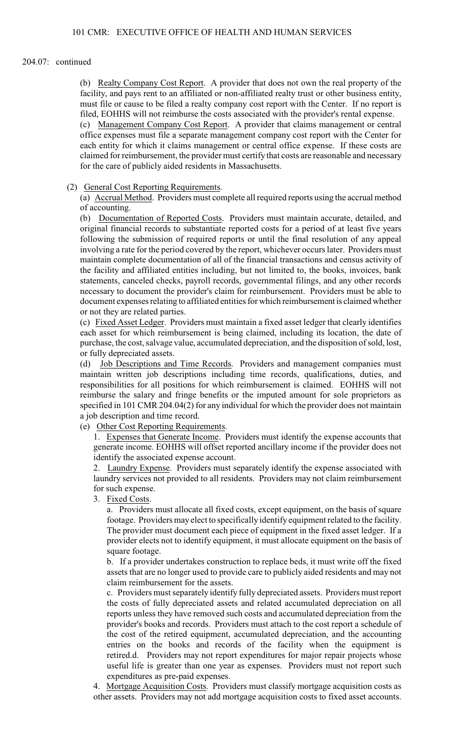204.07: continued

(b) Realty Company Cost Report. A provider that does not own the real property of the facility, and pays rent to an affiliated or non-affiliated realty trust or other business entity, must file or cause to be filed a realty company cost report with the Center. If no report is filed, EOHHS will not reimburse the costs associated with the provider's rental expense.

(c) Management Company Cost Report. A provider that claims management or central office expenses must file a separate management company cost report with the Center for each entity for which it claims management or central office expense. If these costs are claimed for reimbursement, the provider must certify that costs are reasonable and necessary for the care of publicly aided residents in Massachusetts.

(2) General Cost Reporting Requirements.

(a) Accrual Method. Providers must complete all required reports using the accrual method of accounting.

(b) Documentation of Reported Costs. Providers must maintain accurate, detailed, and original financial records to substantiate reported costs for a period of at least five years following the submission of required reports or until the final resolution of any appeal involving a rate for the period covered by the report, whichever occurs later. Providers must maintain complete documentation of all of the financial transactions and census activity of the facility and affiliated entities including, but not limited to, the books, invoices, bank statements, canceled checks, payroll records, governmental filings, and any other records necessary to document the provider's claim for reimbursement. Providers must be able to document expenses relating to affiliated entities for which reimbursement is claimed whether or not they are related parties.

(c) Fixed Asset Ledger. Providers must maintain a fixed asset ledger that clearly identifies each asset for which reimbursement is being claimed, including its location, the date of purchase, the cost, salvage value, accumulated depreciation, and the disposition of sold, lost, or fully depreciated assets.

(d) Job Descriptions and Time Records. Providers and management companies must maintain written job descriptions including time records, qualifications, duties, and responsibilities for all positions for which reimbursement is claimed. EOHHS will not reimburse the salary and fringe benefits or the imputed amount for sole proprietors as specified in 101 CMR 204.04(2) for any individual for which the provider does not maintain a job description and time record.

(e) Other Cost Reporting Requirements.

1. Expenses that Generate Income. Providers must identify the expense accounts that generate income. EOHHS will offset reported ancillary income if the provider does not identify the associated expense account.

2. Laundry Expense. Providers must separately identify the expense associated with laundry services not provided to all residents. Providers may not claim reimbursement for such expense.

3. Fixed Costs.

a. Providers must allocate all fixed costs, except equipment, on the basis of square footage. Providers may elect to specifically identify equipment related to the facility. The provider must document each piece of equipment in the fixed asset ledger. If a provider elects not to identify equipment, it must allocate equipment on the basis of square footage.

b. If a provider undertakes construction to replace beds, it must write off the fixed assets that are no longer used to provide care to publicly aided residents and may not claim reimbursement for the assets.

c. Providers must separately identify fully depreciated assets. Providers must report the costs of fully depreciated assets and related accumulated depreciation on all reports unless they have removed such costs and accumulated depreciation from the provider's books and records. Providers must attach to the cost report a schedule of the cost of the retired equipment, accumulated depreciation, and the accounting entries on the books and records of the facility when the equipment is retired.

d. Providers may not report expenditures for major repair projects whose useful life is greater than one year as expenses. Providers must not report such expenditures as pre-paid expenses.

4. Mortgage Acquisition Costs. Providers must classify mortgage acquisition costs as other assets. Providers may not add mortgage acquisition costs to fixed asset accounts.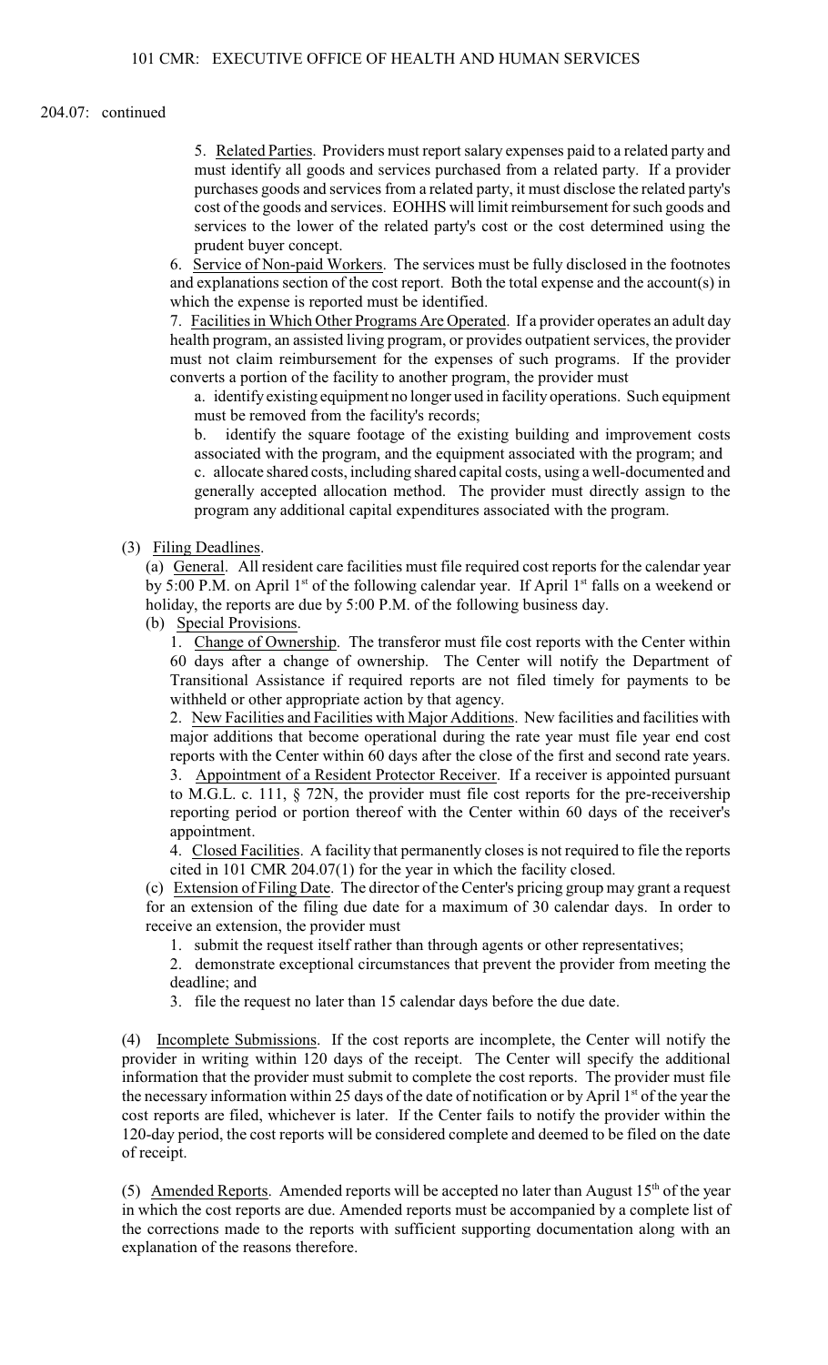204.07: continued

5. Related Parties. Providers must report salary expenses paid to a related party and must identify all goods and services purchased from a related party. If a provider purchases goods and services from a related party, it must disclose the related party's cost of the goods and services. EOHHS will limit reimbursement for such goods and services to the lower of the related party's cost or the cost determined using the prudent buyer concept.

6. Service of Non-paid Workers. The services must be fully disclosed in the footnotes and explanations section of the cost report. Both the total expense and the account(s) in which the expense is reported must be identified.

7. Facilities in Which Other Programs Are Operated. If a provider operates an adult day health program, an assisted living program, or provides outpatient services, the provider must not claim reimbursement for the expenses of such programs. If the provider converts a portion of the facility to another program, the provider must

a. identify existing equipment no longer used in facility operations. Such equipment must be removed from the facility's records;

b. identify the square footage of the existing building and improvement costs associated with the program, and the equipment associated with the program; and

c. allocate shared costs, including shared capital costs, using a well-documented and generally accepted allocation method. The provider must directly assign to the program any additional capital expenditures associated with the program.

(3) Filing Deadlines.

(a) General. All resident care facilities must file required cost reports for the calendar year by 5:00 P.M. on April 1st of the following calendar year. If April 1st falls on a weekend or holiday, the reports are due by 5:00 P.M. of the following business day.

(b) Special Provisions.

1. Change of Ownership. The transferor must file cost reports with the Center within 60 days after a change of ownership. The Center will notify the Department of Transitional Assistance if required reports are not filed timely for payments to be withheld or other appropriate action by that agency.

2. New Facilities and Facilities with Major Additions. New facilities and facilities with major additions that become operational during the rate year must file year end cost reports with the Center within 60 days after the close of the first and second rate years.

3. Appointment of a Resident Protector Receiver. If a receiver is appointed pursuant to M.G.L. c. 111, § 72N, the provider must file cost reports for the pre-receivership reporting period or portion thereof with the Center within 60 days of the receiver's appointment.

4. Closed Facilities. A facility that permanently closes is not required to file the reports cited in 101 CMR 204.07(1) for the year in which the facility closed.

(c) Extension of Filing Date. The director of the Center's pricing group may grant a request for an extension of the filing due date for a maximum of 30 calendar days. In order to receive an extension, the provider must

1. submit the request itself rather than through agents or other representatives;

2. demonstrate exceptional circumstances that prevent the provider from meeting the deadline; and

3. file the request no later than 15 calendar days before the due date.

(4) Incomplete Submissions. If the cost reports are incomplete, the Center will notify the provider in writing within 120 days of the receipt. The Center will specify the additional information that the provider must submit to complete the cost reports. The provider must file the necessary information within 25 days of the date of notification or by April 1st of the year the cost reports are filed, whichever is later. If the Center fails to notify the provider within the 120-day period, the cost reports will be considered complete and deemed to be filed on the date of receipt.

(5) Amended Reports. Amended reports will be accepted no later than August 15th of the year in which the cost reports are due. Amended reports must be accompanied by a complete list of the corrections made to the reports with sufficient supporting documentation along with an explanation of the reasons therefore.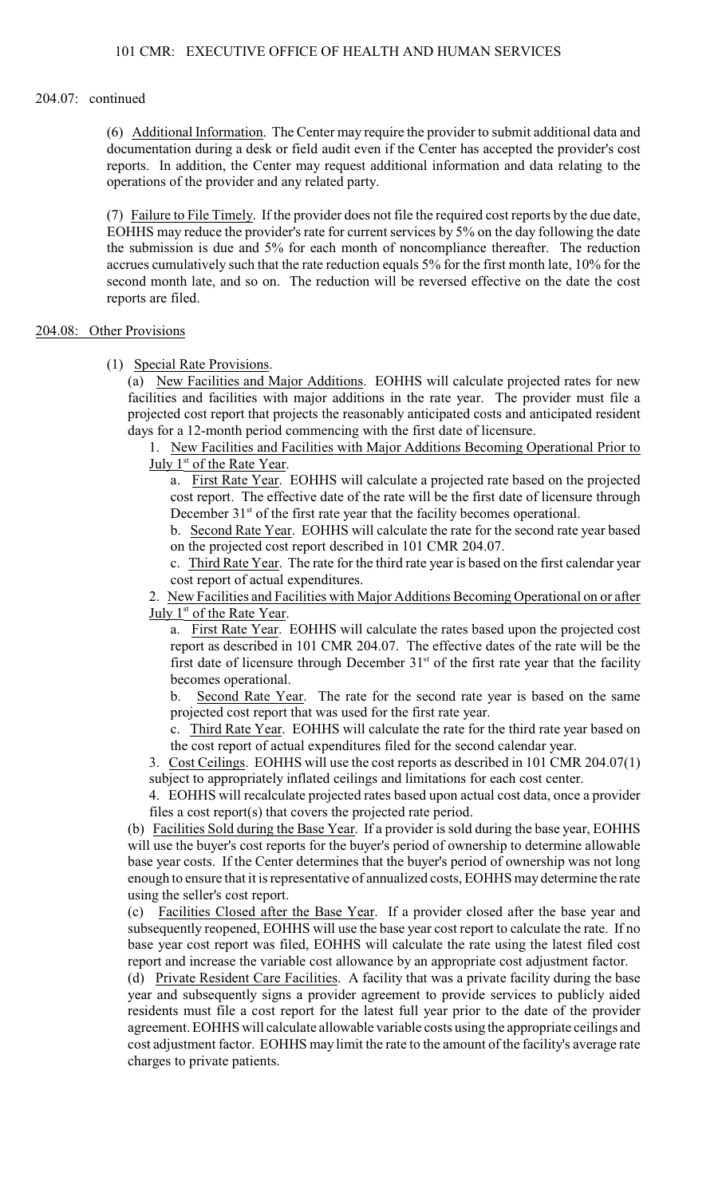204.07: continued

(6) Additional Information. The Center may require the provider to submit additional data and documentation during a desk or field audit even if the Center has accepted the provider's cost reports. In addition, the Center may request additional information and data relating to the operations of the provider and any related party.

(7) Failure to File Timely. If the provider does not file the required cost reports by the due date, EOHHS may reduce the provider's rate for current services by 5% on the day following the date the submission is due and 5% for each month of noncompliance thereafter. The reduction accrues cumulatively such that the rate reduction equals 5% for the first month late, 10% for the second month late, and so on. The reduction will be reversed effective on the date the cost reports are filed.

## 204.08: Other Provisions

(1) Special Rate Provisions.

(a) New Facilities and Major Additions. EOHHS will calculate projected rates for new facilities and facilities with major additions in the rate year. The provider must file a projected cost report that projects the reasonably anticipated costs and anticipated resident days for a 12-month period commencing with the first date of licensure.

1. New Facilities and Facilities with Major Additions Becoming Operational Prior to July 1st of the Rate Year.

a. First Rate Year. EOHHS will calculate a projected rate based on the projected cost report. The effective date of the rate will be the first date of licensure through December 31st of the first rate year that the facility becomes operational.

b. Second Rate Year. EOHHS will calculate the rate for the second rate year based on the projected cost report described in 101 CMR 204.07.

c. Third Rate Year. The rate for the third rate year is based on the first calendar year cost report of actual expenditures.

2. New Facilities and Facilities with Major Additions Becoming Operational on or after July 1st of the Rate Year.

a. First Rate Year. EOHHS will calculate the rates based upon the projected cost report as described in 101 CMR 204.07. The effective dates of the rate will be the first date of licensure through December 31st of the first rate year that the facility becomes operational.

b. Second Rate Year. The rate for the second rate year is based on the same projected cost report that was used for the first rate year.

c. Third Rate Year. EOHHS will calculate the rate for the third rate year based on the cost report of actual expenditures filed for the second calendar year.

3. Cost Ceilings. EOHHS will use the cost reports as described in 101 CMR 204.07(1) subject to appropriately inflated ceilings and limitations for each cost center.

4. EOHHS will recalculate projected rates based upon actual cost data, once a provider files a cost report(s) that covers the projected rate period.

(b) Facilities Sold during the Base Year. If a provider is sold during the base year, EOHHS will use the buyer's cost reports for the buyer's period of ownership to determine allowable base year costs. If the Center determines that the buyer's period of ownership was not long enough to ensure that it is representative of annualized costs, EOHHS may determine the rate using the seller's cost report.

(c) Facilities Closed after the Base Year. If a provider closed after the base year and subsequently reopened, EOHHS will use the base year cost report to calculate the rate. If no base year cost report was filed, EOHHS will calculate the rate using the latest filed cost report and increase the variable cost allowance by an appropriate cost adjustment factor.

(d) Private Resident Care Facilities. A facility that was a private facility during the base year and subsequently signs a provider agreement to provide services to publicly aided residents must file a cost report for the latest full year prior to the date of the provider agreement. EOHHS will calculate allowable variable costs using the appropriate ceilings and cost adjustment factor. EOHHS may limit the rate to the amount of the facility's average rate charges to private patients.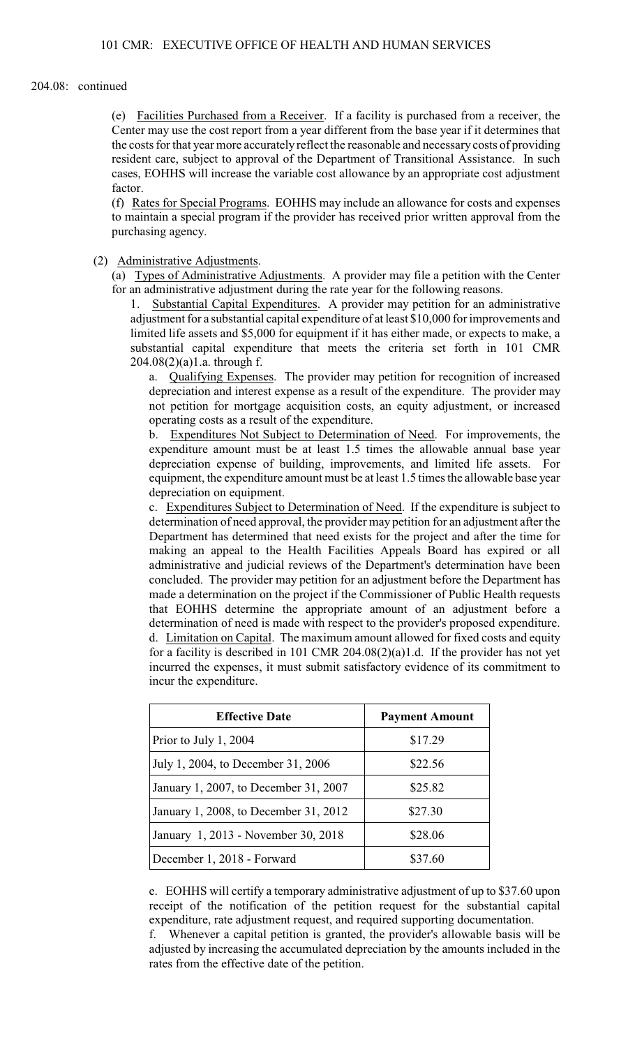204.08: continued

(e) Facilities Purchased from a Receiver. If a facility is purchased from a receiver, the Center may use the cost report from a year different from the base year if it determines that the costs for that year more accurately reflect the reasonable and necessary costs of providing resident care, subject to approval of the Department of Transitional Assistance. In such cases, EOHHS will increase the variable cost allowance by an appropriate cost adjustment factor.

(f) Rates for Special Programs. EOHHS may include an allowance for costs and expenses to maintain a special program if the provider has received prior written approval from the purchasing agency.

(2) Administrative Adjustments.

(a) Types of Administrative Adjustments. A provider may file a petition with the Center for an administrative adjustment during the rate year for the following reasons.

1. Substantial Capital Expenditures. A provider may petition for an administrative adjustment for a substantial capital expenditure of at least $10,000 for improvements and limited life assets and $5,000 for equipment if it has either made, or expects to make, a substantial capital expenditure that meets the criteria set forth in 101 CMR 204.08(2)(a)1.a. through f.

a. Qualifying Expenses. The provider may petition for recognition of increased depreciation and interest expense as a result of the expenditure. The provider may not petition for mortgage acquisition costs, an equity adjustment, or increased operating costs as a result of the expenditure.

b. Expenditures Not Subject to Determination of Need. For improvements, the expenditure amount must be at least 1.5 times the allowable annual base year depreciation expense of building, improvements, and limited life assets. For equipment, the expenditure amount must be at least 1.5 times the allowable base year depreciation on equipment.

c. Expenditures Subject to Determination of Need. If the expenditure is subject to determination of need approval, the provider may petition for an adjustment after the Department has determined that need exists for the project and after the time for making an appeal to the Health Facilities Appeals Board has expired or all administrative and judicial reviews of the Department's determination have been concluded. The provider may petition for an adjustment before the Department has made a determination on the project if the Commissioner of Public Health requests that EOHHS determine the appropriate amount of an adjustment before a determination of need is made with respect to the provider's proposed expenditure.

d. Limitation on Capital. The maximum amount allowed for fixed costs and equity for a facility is described in 101 CMR 204.08(2)(a)1.d. If the provider has not yet incurred the expenses, it must submit satisfactory evidence of its commitment to incur the expenditure.

| Effective Date | Payment Amount |
|---|---|
| Prior to July 1, 2004 | $17.29 |
| July 1, 2004, to December 31, 2006 | $22.56 |
| January 1, 2007, to December 31, 2007 | $25.82 |
| January 1, 2008, to December 31, 2012 | $27.30 |
| January 1, 2013 - November 30, 2018 | $28.06 |
| December 1, 2018 - Forward | $37.60 |

e. EOHHS will certify a temporary administrative adjustment of up to $37.60 upon receipt of the notification of the petition request for the substantial capital expenditure, rate adjustment request, and required supporting documentation.

f. Whenever a capital petition is granted, the provider's allowable basis will be adjusted by increasing the accumulated depreciation by the amounts included in the rates from the effective date of the petition.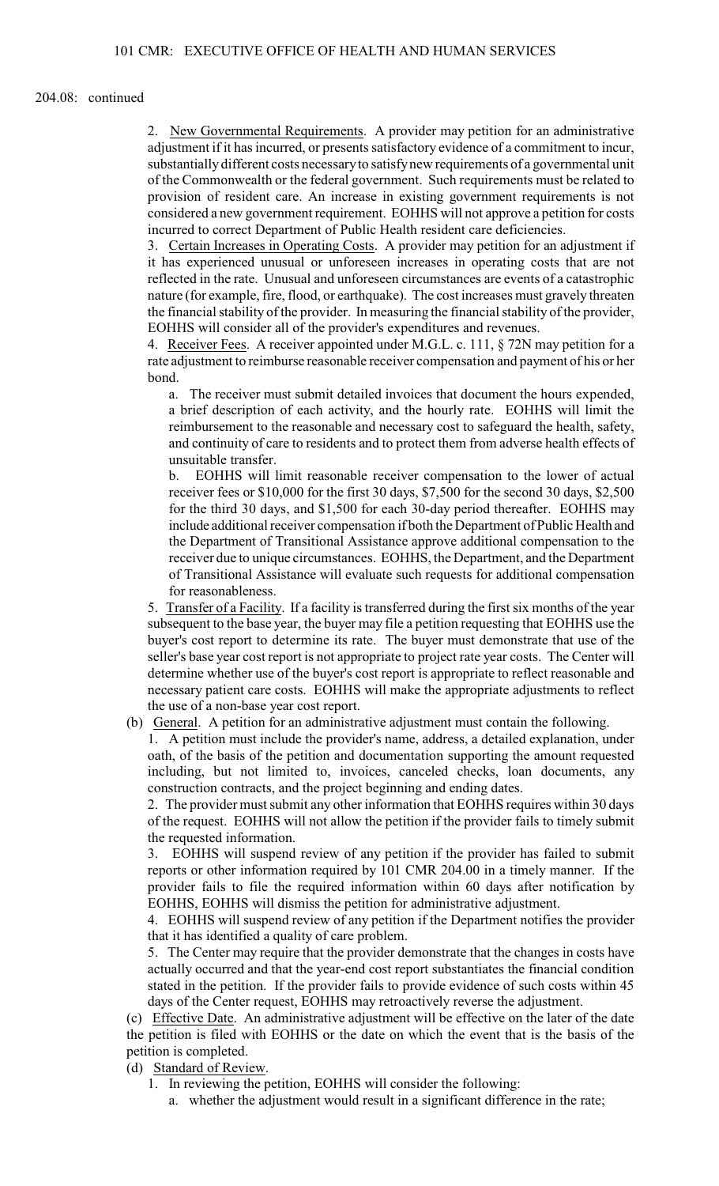204.08: continued

2. New Governmental Requirements. A provider may petition for an administrative adjustment if it has incurred, or presents satisfactory evidence of a commitment to incur, substantially different costs necessary to satisfy new requirements of a governmental unit of the Commonwealth or the federal government. Such requirements must be related to provision of resident care. An increase in existing government requirements is not considered a new government requirement. EOHHS will not approve a petition for costs incurred to correct Department of Public Health resident care deficiencies.

3. Certain Increases in Operating Costs. A provider may petition for an adjustment if it has experienced unusual or unforeseen increases in operating costs that are not reflected in the rate. Unusual and unforeseen circumstances are events of a catastrophic nature (for example, fire, flood, or earthquake). The cost increases must gravely threaten the financial stability of the provider. In measuring the financial stability of the provider, EOHHS will consider all of the provider's expenditures and revenues.

4. Receiver Fees. A receiver appointed under M.G.L. c. 111, § 72N may petition for a rate adjustment to reimburse reasonable receiver compensation and payment of his or her bond.

a. The receiver must submit detailed invoices that document the hours expended, a brief description of each activity, and the hourly rate. EOHHS will limit the reimbursement to the reasonable and necessary cost to safeguard the health, safety, and continuity of care to residents and to protect them from adverse health effects of unsuitable transfer.

b. EOHHS will limit reasonable receiver compensation to the lower of actual receiver fees or $10,000 for the first 30 days, $7,500 for the second 30 days, $2,500 for the third 30 days, and $1,500 for each 30-day period thereafter. EOHHS may include additional receiver compensation if both the Department of Public Health and the Department of Transitional Assistance approve additional compensation to the receiver due to unique circumstances. EOHHS, the Department, and the Department of Transitional Assistance will evaluate such requests for additional compensation for reasonableness.

5. Transfer of a Facility. If a facility is transferred during the first six months of the year subsequent to the base year, the buyer may file a petition requesting that EOHHS use the buyer's cost report to determine its rate. The buyer must demonstrate that use of the seller's base year cost report is not appropriate to project rate year costs. The Center will determine whether use of the buyer's cost report is appropriate to reflect reasonable and necessary patient care costs. EOHHS will make the appropriate adjustments to reflect the use of a non-base year cost report.

(b) General. A petition for an administrative adjustment must contain the following.

1. A petition must include the provider's name, address, a detailed explanation, under oath, of the basis of the petition and documentation supporting the amount requested including, but not limited to, invoices, canceled checks, loan documents, any construction contracts, and the project beginning and ending dates.

2. The provider must submit any other information that EOHHS requires within 30 days of the request. EOHHS will not allow the petition if the provider fails to timely submit the requested information.

3. EOHHS will suspend review of any petition if the provider has failed to submit reports or other information required by 101 CMR 204.00 in a timely manner. If the provider fails to file the required information within 60 days after notification by EOHHS, EOHHS will dismiss the petition for administrative adjustment.

4. EOHHS will suspend review of any petition if the Department notifies the provider that it has identified a quality of care problem.

5. The Center may require that the provider demonstrate that the changes in costs have actually occurred and that the year-end cost report substantiates the financial condition stated in the petition. If the provider fails to provide evidence of such costs within 45 days of the Center request, EOHHS may retroactively reverse the adjustment.

(c) Effective Date. An administrative adjustment will be effective on the later of the date the petition is filed with EOHHS or the date on which the event that is the basis of the petition is completed.

(d) Standard of Review.

1. In reviewing the petition, EOHHS will consider the following:

a. whether the adjustment would result in a significant difference in the rate;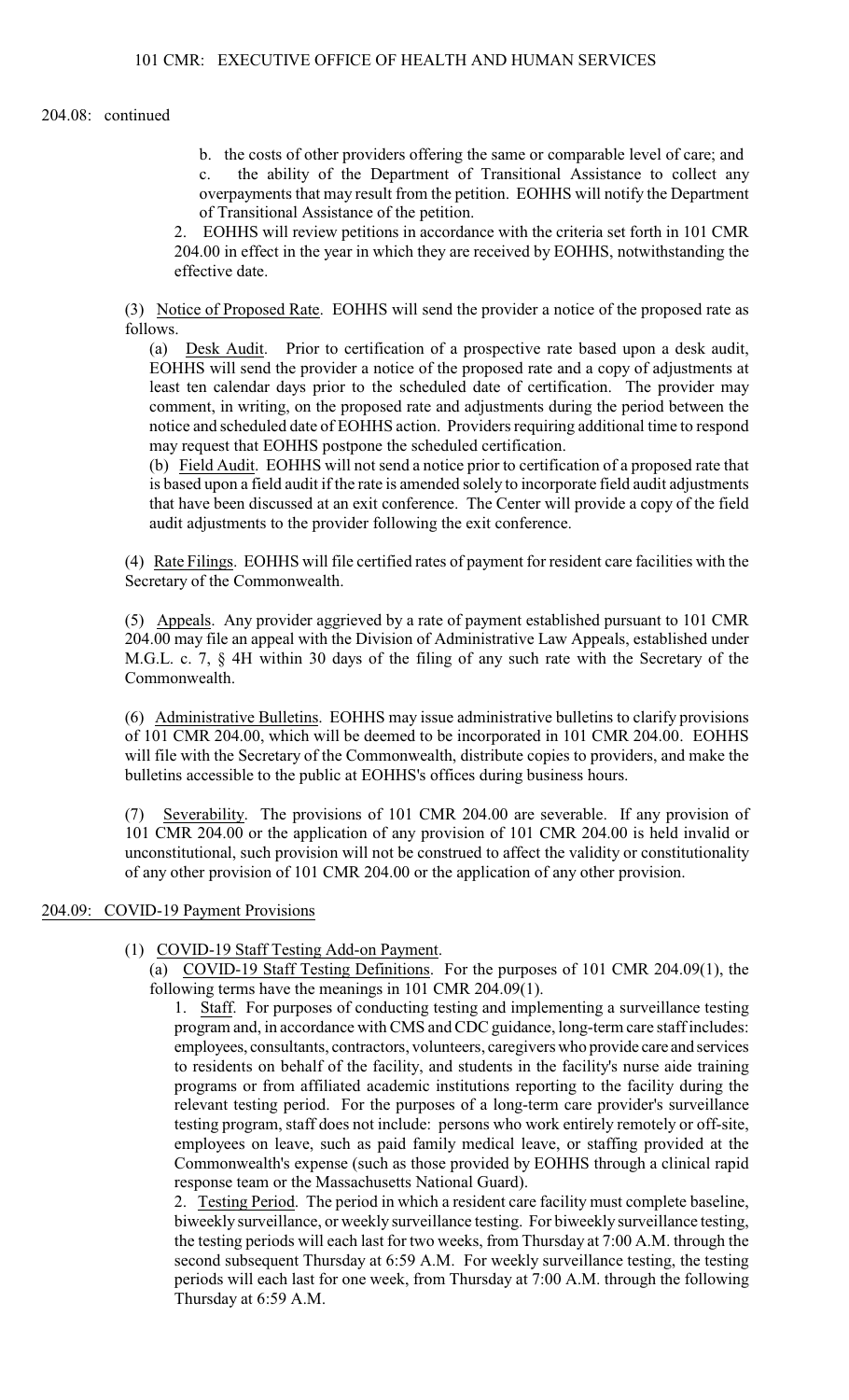204.08: continued

b. the costs of other providers offering the same or comparable level of care; and

c. the ability of the Department of Transitional Assistance to collect any overpayments that may result from the petition. EOHHS will notify the Department of Transitional Assistance of the petition.

2. EOHHS will review petitions in accordance with the criteria set forth in 101 CMR 204.00 in effect in the year in which they are received by EOHHS, notwithstanding the effective date.

(3) Notice of Proposed Rate. EOHHS will send the provider a notice of the proposed rate as follows.

(a) Desk Audit. Prior to certification of a prospective rate based upon a desk audit, EOHHS will send the provider a notice of the proposed rate and a copy of adjustments at least ten calendar days prior to the scheduled date of certification. The provider may comment, in writing, on the proposed rate and adjustments during the period between the notice and scheduled date of EOHHS action. Providers requiring additional time to respond may request that EOHHS postpone the scheduled certification.

(b) Field Audit. EOHHS will not send a notice prior to certification of a proposed rate that is based upon a field audit if the rate is amended solely to incorporate field audit adjustments that have been discussed at an exit conference. The Center will provide a copy of the field audit adjustments to the provider following the exit conference.

(4) Rate Filings. EOHHS will file certified rates of payment for resident care facilities with the Secretary of the Commonwealth.

(5) Appeals. Any provider aggrieved by a rate of payment established pursuant to 101 CMR 204.00 may file an appeal with the Division of Administrative Law Appeals, established under M.G.L. c. 7, § 4H within 30 days of the filing of any such rate with the Secretary of the Commonwealth.

(6) Administrative Bulletins. EOHHS may issue administrative bulletins to clarify provisions of 101 CMR 204.00, which will be deemed to be incorporated in 101 CMR 204.00. EOHHS will file with the Secretary of the Commonwealth, distribute copies to providers, and make the bulletins accessible to the public at EOHHS's offices during business hours.

(7) Severability. The provisions of 101 CMR 204.00 are severable. If any provision of 101 CMR 204.00 or the application of any provision of 101 CMR 204.00 is held invalid or unconstitutional, such provision will not be construed to affect the validity or constitutionality of any other provision of 101 CMR 204.00 or the application of any other provision.

## 204.09: COVID-19 Payment Provisions

(1) COVID-19 Staff Testing Add-on Payment.

(a) COVID-19 Staff Testing Definitions. For the purposes of 101 CMR 204.09(1), the following terms have the meanings in 101 CMR 204.09(1).

1. Staff. For purposes of conducting testing and implementing a surveillance testing program and, in accordance with CMS and CDC guidance, long-term care staff includes: employees, consultants, contractors, volunteers, caregivers who provide care and services to residents on behalf of the facility, and students in the facility's nurse aide training programs or from affiliated academic institutions reporting to the facility during the relevant testing period. For the purposes of a long-term care provider's surveillance testing program, staff does not include: persons who work entirely remotely or off-site, employees on leave, such as paid family medical leave, or staffing provided at the Commonwealth's expense (such as those provided by EOHHS through a clinical rapid response team or the Massachusetts National Guard).

2. Testing Period. The period in which a resident care facility must complete baseline, biweekly surveillance, or weekly surveillance testing. For biweekly surveillance testing, the testing periods will each last for two weeks, from Thursday at 7:00 A.M. through the second subsequent Thursday at 6:59 A.M. For weekly surveillance testing, the testing periods will each last for one week, from Thursday at 7:00 A.M. through the following Thursday at 6:59 A.M.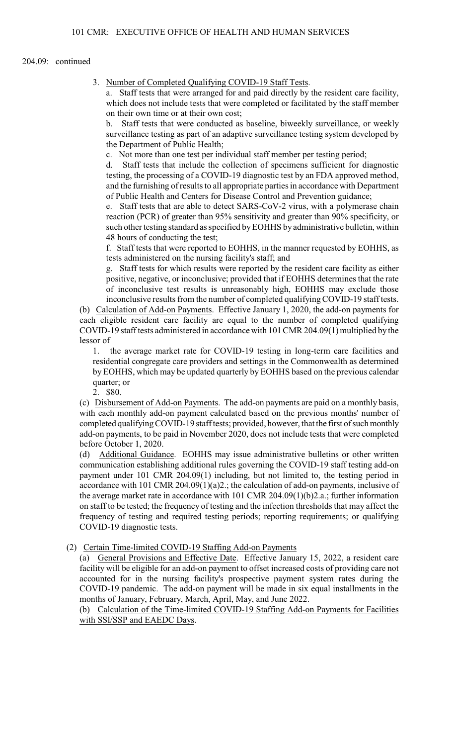204.09: continued

3. Number of Completed Qualifying COVID-19 Staff Tests.

a. Staff tests that were arranged for and paid directly by the resident care facility, which does not include tests that were completed or facilitated by the staff member on their own time or at their own cost;

b. Staff tests that were conducted as baseline, biweekly surveillance, or weekly surveillance testing as part of an adaptive surveillance testing system developed by the Department of Public Health;

c. Not more than one test per individual staff member per testing period;

d. Staff tests that include the collection of specimens sufficient for diagnostic testing, the processing of a COVID-19 diagnostic test by an FDA approved method, and the furnishing of results to all appropriate parties in accordance with Department of Public Health and Centers for Disease Control and Prevention guidance;

e. Staff tests that are able to detect SARS-CoV-2 virus, with a polymerase chain reaction (PCR) of greater than 95% sensitivity and greater than 90% specificity, or such other testing standard as specified by EOHHS by administrative bulletin, within 48 hours of conducting the test;

f. Staff tests that were reported to EOHHS, in the manner requested by EOHHS, as tests administered on the nursing facility's staff; and

g. Staff tests for which results were reported by the resident care facility as either positive, negative, or inconclusive; provided that if EOHHS determines that the rate of inconclusive test results is unreasonably high, EOHHS may exclude those inconclusive results from the number of completed qualifying COVID-19 staff tests.

(b) Calculation of Add-on Payments. Effective January 1, 2020, the add-on payments for each eligible resident care facility are equal to the number of completed qualifying COVID-19 staff tests administered in accordance with 101 CMR 204.09(1) multiplied by the lessor of

1. the average market rate for COVID-19 testing in long-term care facilities and residential congregate care providers and settings in the Commonwealth as determined by EOHHS, which may be updated quarterly by EOHHS based on the previous calendar quarter; or

2. $80.

(c) Disbursement of Add-on Payments. The add-on payments are paid on a monthly basis, with each monthly add-on payment calculated based on the previous months' number of completed qualifying COVID-19 staff tests; provided, however, that the first of such monthly add-on payments, to be paid in November 2020, does not include tests that were completed before October 1, 2020.

(d) Additional Guidance. EOHHS may issue administrative bulletins or other written communication establishing additional rules governing the COVID-19 staff testing add-on payment under 101 CMR 204.09(1) including, but not limited to, the testing period in accordance with 101 CMR 204.09(1)(a)2.; the calculation of add-on payments, inclusive of the average market rate in accordance with 101 CMR 204.09(1)(b)2.a.; further information on staff to be tested; the frequency of testing and the infection thresholds that may affect the frequency of testing and required testing periods; reporting requirements; or qualifying COVID-19 diagnostic tests.

(2) Certain Time-limited COVID-19 Staffing Add-on Payments

(a) General Provisions and Effective Date. Effective January 15, 2022, a resident care facility will be eligible for an add-on payment to offset increased costs of providing care not accounted for in the nursing facility's prospective payment system rates during the COVID-19 pandemic. The add-on payment will be made in six equal installments in the months of January, February, March, April, May, and June 2022.

(b) Calculation of the Time-limited COVID-19 Staffing Add-on Payments for Facilities with SSI/SSP and EAEDC Days.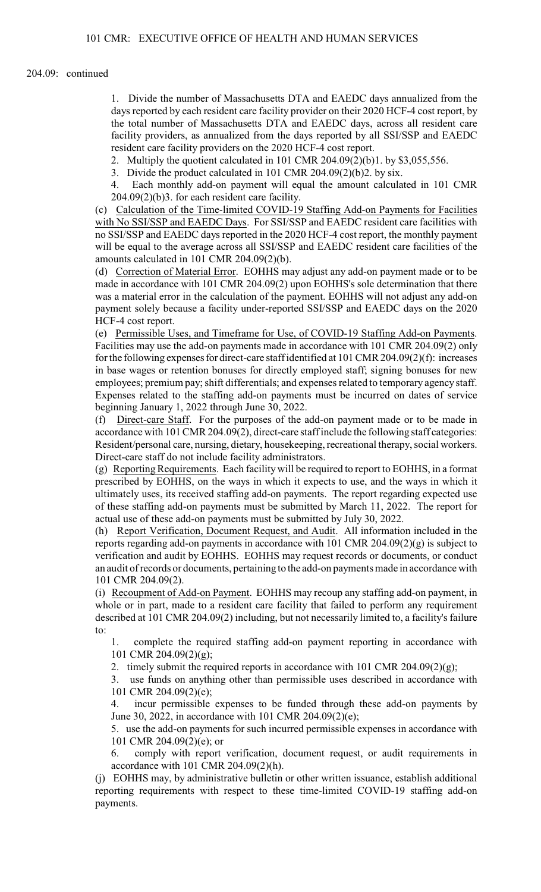204.09: continued

1. Divide the number of Massachusetts DTA and EAEDC days annualized from the days reported by each resident care facility provider on their 2020 HCF-4 cost report, by the total number of Massachusetts DTA and EAEDC days, across all resident care facility providers, as annualized from the days reported by all SSI/SSP and EAEDC resident care facility providers on the 2020 HCF-4 cost report.
2. Multiply the quotient calculated in 101 CMR 204.09(2)(b)1. by $3,055,556.
3. Divide the product calculated in 101 CMR 204.09(2)(b)2. by six.
4. Each monthly add-on payment will equal the amount calculated in 101 CMR 204.09(2)(b)3. for each resident care facility.

(c) Calculation of the Time-limited COVID-19 Staffing Add-on Payments for Facilities with No SSI/SSP and EAEDC Days. For SSI/SSP and EAEDC resident care facilities with no SSI/SSP and EAEDC days reported in the 2020 HCF-4 cost report, the monthly payment will be equal to the average across all SSI/SSP and EAEDC resident care facilities of the amounts calculated in 101 CMR 204.09(2)(b).

(d) Correction of Material Error. EOHHS may adjust any add-on payment made or to be made in accordance with 101 CMR 204.09(2) upon EOHHS's sole determination that there was a material error in the calculation of the payment. EOHHS will not adjust any add-on payment solely because a facility under-reported SSI/SSP and EAEDC days on the 2020 HCF-4 cost report.

(e) Permissible Uses, and Timeframe for Use, of COVID-19 Staffing Add-on Payments. Facilities may use the add-on payments made in accordance with 101 CMR 204.09(2) only for the following expenses for direct-care staff identified at 101 CMR 204.09(2)(f): increases in base wages or retention bonuses for directly employed staff; signing bonuses for new employees; premium pay; shift differentials; and expenses related to temporary agency staff. Expenses related to the staffing add-on payments must be incurred on dates of service beginning January 1, 2022 through June 30, 2022.

(f) Direct-care Staff. For the purposes of the add-on payment made or to be made in accordance with 101 CMR 204.09(2), direct-care staff include the following staff categories: Resident/personal care, nursing, dietary, housekeeping, recreational therapy, social workers. Direct-care staff do not include facility administrators.

(g) Reporting Requirements. Each facility will be required to report to EOHHS, in a format prescribed by EOHHS, on the ways in which it expects to use, and the ways in which it ultimately uses, its received staffing add-on payments. The report regarding expected use of these staffing add-on payments must be submitted by March 11, 2022. The report for actual use of these add-on payments must be submitted by July 30, 2022.

(h) Report Verification, Document Request, and Audit. All information included in the reports regarding add-on payments in accordance with 101 CMR 204.09(2)(g) is subject to verification and audit by EOHHS. EOHHS may request records or documents, or conduct an audit of records or documents, pertaining to the add-on payments made in accordance with 101 CMR 204.09(2).

(i) Recoupment of Add-on Payment. EOHHS may recoup any staffing add-on payment, in whole or in part, made to a resident care facility that failed to perform any requirement described at 101 CMR 204.09(2) including, but not necessarily limited to, a facility's failure to:

1. complete the required staffing add-on payment reporting in accordance with 101 CMR 204.09(2)(g);
2. timely submit the required reports in accordance with 101 CMR 204.09(2)(g);
3. use funds on anything other than permissible uses described in accordance with 101 CMR 204.09(2)(e);
4. incur permissible expenses to be funded through these add-on payments by June 30, 2022, in accordance with 101 CMR 204.09(2)(e);
5. use the add-on payments for such incurred permissible expenses in accordance with 101 CMR 204.09(2)(e); or
6. comply with report verification, document request, or audit requirements in accordance with 101 CMR 204.09(2)(h).

(j) EOHHS may, by administrative bulletin or other written issuance, establish additional reporting requirements with respect to these time-limited COVID-19 staffing add-on payments.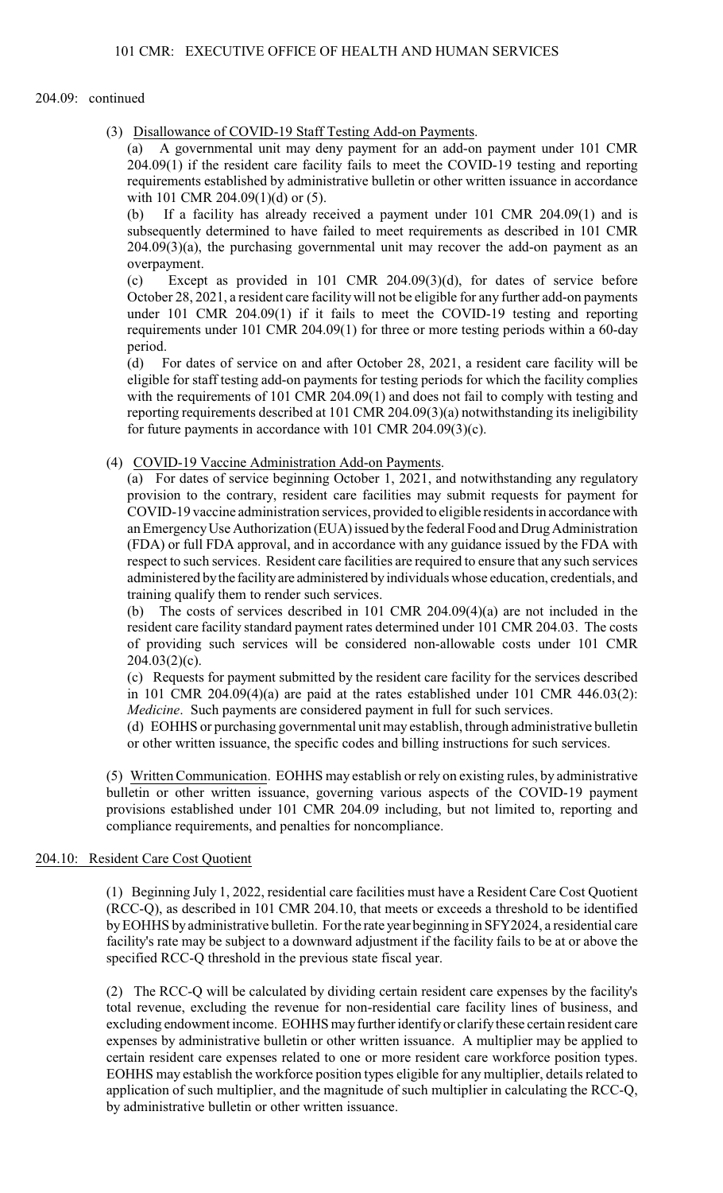204.09: continued

(3) Disallowance of COVID-19 Staff Testing Add-on Payments.

(a) A governmental unit may deny payment for an add-on payment under 101 CMR 204.09(1) if the resident care facility fails to meet the COVID-19 testing and reporting requirements established by administrative bulletin or other written issuance in accordance with 101 CMR 204.09(1)(d) or (5).

(b) If a facility has already received a payment under 101 CMR 204.09(1) and is subsequently determined to have failed to meet requirements as described in 101 CMR 204.09(3)(a), the purchasing governmental unit may recover the add-on payment as an overpayment.

(c) Except as provided in 101 CMR 204.09(3)(d), for dates of service before October 28, 2021, a resident care facility will not be eligible for any further add-on payments under 101 CMR 204.09(1) if it fails to meet the COVID-19 testing and reporting requirements under 101 CMR 204.09(1) for three or more testing periods within a 60-day period.

(d) For dates of service on and after October 28, 2021, a resident care facility will be eligible for staff testing add-on payments for testing periods for which the facility complies with the requirements of 101 CMR 204.09(1) and does not fail to comply with testing and reporting requirements described at 101 CMR 204.09(3)(a) notwithstanding its ineligibility for future payments in accordance with 101 CMR 204.09(3)(c).

(4) COVID-19 Vaccine Administration Add-on Payments.

(a) For dates of service beginning October 1, 2021, and notwithstanding any regulatory provision to the contrary, resident care facilities may submit requests for payment for COVID-19 vaccine administration services, provided to eligible residents in accordance with an Emergency Use Authorization (EUA) issued by the federal Food and Drug Administration (FDA) or full FDA approval, and in accordance with any guidance issued by the FDA with respect to such services. Resident care facilities are required to ensure that any such services administered by the facility are administered by individuals whose education, credentials, and training qualify them to render such services.

(b) The costs of services described in 101 CMR 204.09(4)(a) are not included in the resident care facility standard payment rates determined under 101 CMR 204.03. The costs of providing such services will be considered non-allowable costs under 101 CMR 204.03(2)(c).

(c) Requests for payment submitted by the resident care facility for the services described in 101 CMR 204.09(4)(a) are paid at the rates established under 101 CMR 446.03(2): *Medicine*. Such payments are considered payment in full for such services.

(d) EOHHS or purchasing governmental unit may establish, through administrative bulletin or other written issuance, the specific codes and billing instructions for such services.

(5) Written Communication. EOHHS may establish or rely on existing rules, by administrative bulletin or other written issuance, governing various aspects of the COVID-19 payment provisions established under 101 CMR 204.09 including, but not limited to, reporting and compliance requirements, and penalties for noncompliance.

## 204.10: Resident Care Cost Quotient

(1) Beginning July 1, 2022, residential care facilities must have a Resident Care Cost Quotient (RCC-Q), as described in 101 CMR 204.10, that meets or exceeds a threshold to be identified by EOHHS by administrative bulletin. For the rate year beginning in SFY2024, a residential care facility's rate may be subject to a downward adjustment if the facility fails to be at or above the specified RCC-Q threshold in the previous state fiscal year.

(2) The RCC-Q will be calculated by dividing certain resident care expenses by the facility's total revenue, excluding the revenue for non-residential care facility lines of business, and excluding endowment income. EOHHS may further identify or clarify these certain resident care expenses by administrative bulletin or other written issuance. A multiplier may be applied to certain resident care expenses related to one or more resident care workforce position types. EOHHS may establish the workforce position types eligible for any multiplier, details related to application of such multiplier, and the magnitude of such multiplier in calculating the RCC-Q, by administrative bulletin or other written issuance.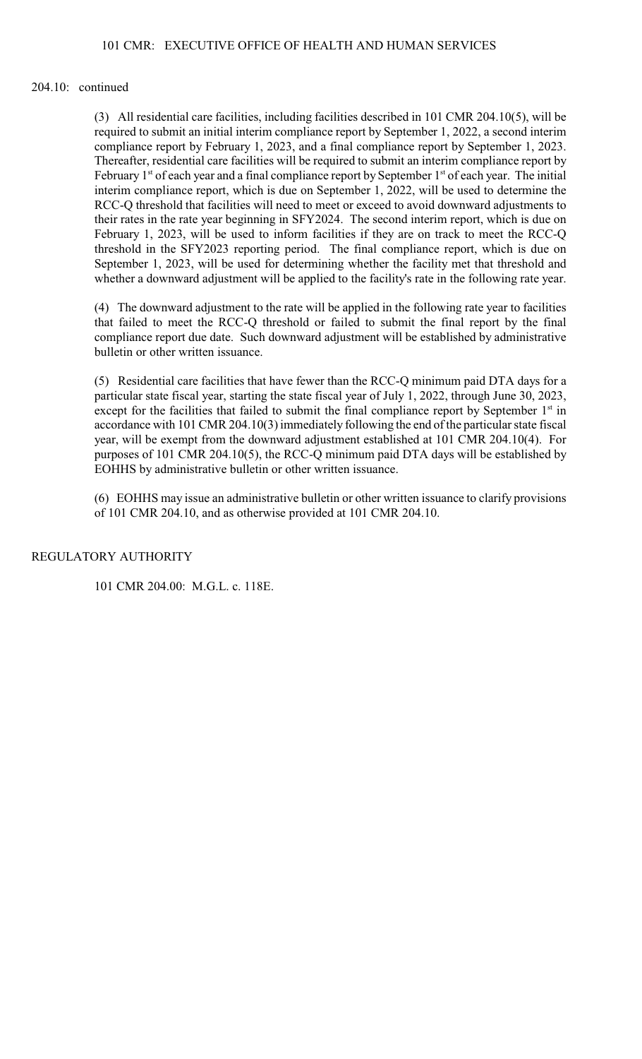204.10: continued

(3) All residential care facilities, including facilities described in 101 CMR 204.10(5), will be required to submit an initial interim compliance report by September 1, 2022, a second interim compliance report by February 1, 2023, and a final compliance report by September 1, 2023. Thereafter, residential care facilities will be required to submit an interim compliance report by February 1st of each year and a final compliance report by September 1st of each year. The initial interim compliance report, which is due on September 1, 2022, will be used to determine the RCC-Q threshold that facilities will need to meet or exceed to avoid downward adjustments to their rates in the rate year beginning in SFY2024. The second interim report, which is due on February 1, 2023, will be used to inform facilities if they are on track to meet the RCC-Q threshold in the SFY2023 reporting period. The final compliance report, which is due on September 1, 2023, will be used for determining whether the facility met that threshold and whether a downward adjustment will be applied to the facility's rate in the following rate year.

(4) The downward adjustment to the rate will be applied in the following rate year to facilities that failed to meet the RCC-Q threshold or failed to submit the final report by the final compliance report due date. Such downward adjustment will be established by administrative bulletin or other written issuance.

(5) Residential care facilities that have fewer than the RCC-Q minimum paid DTA days for a particular state fiscal year, starting the state fiscal year of July 1, 2022, through June 30, 2023, except for the facilities that failed to submit the final compliance report by September 1st in accordance with 101 CMR 204.10(3) immediately following the end of the particular state fiscal year, will be exempt from the downward adjustment established at 101 CMR 204.10(4). For purposes of 101 CMR 204.10(5), the RCC-Q minimum paid DTA days will be established by EOHHS by administrative bulletin or other written issuance.

(6) EOHHS may issue an administrative bulletin or other written issuance to clarify provisions of 101 CMR 204.10, and as otherwise provided at 101 CMR 204.10.

## REGULATORY AUTHORITY

101 CMR 204.00: M.G.L. c. 118E.